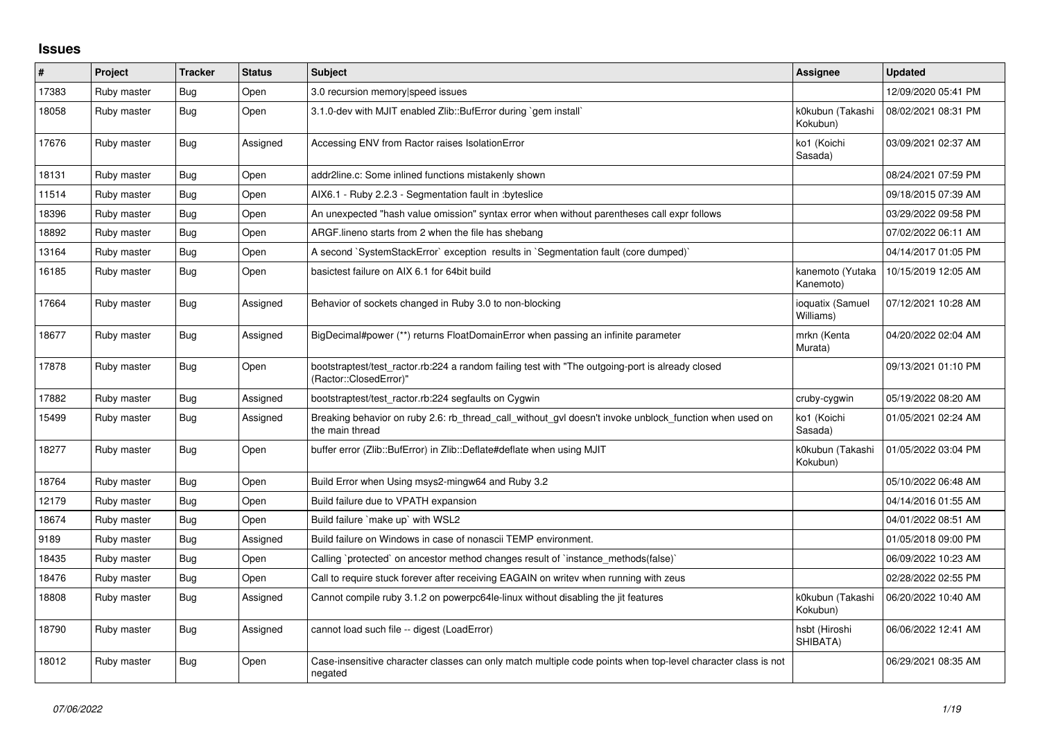# Issues

| # | Project | Tracker | Status | Subject | Assignee | Updated |
|---|---|---|---|---|---|---|
| 17383 | Ruby master | Bug | Open | 3.0 recursion memory\|speed issues | | 12/09/2020 05:41 PM |
| 18058 | Ruby master | Bug | Open | 3.1.0-dev with MJIT enabled Zlib::BufError during `gem install` | k0kubun (Takashi Kokubun) | 08/02/2021 08:31 PM |
| 17676 | Ruby master | Bug | Assigned | Accessing ENV from Ractor raises IsolationError | ko1 (Koichi Sasada) | 03/09/2021 02:37 AM |
| 18131 | Ruby master | Bug | Open | addr2line.c: Some inlined functions mistakenly shown | | 08/24/2021 07:59 PM |
| 11514 | Ruby master | Bug | Open | AIX6.1 - Ruby 2.2.3 - Segmentation fault in :byteslice | | 09/18/2015 07:39 AM |
| 18396 | Ruby master | Bug | Open | An unexpected "hash value omission" syntax error when without parentheses call expr follows | | 03/29/2022 09:58 PM |
| 18892 | Ruby master | Bug | Open | ARGF.lineno starts from 2 when the file has shebang | | 07/02/2022 06:11 AM |
| 13164 | Ruby master | Bug | Open | A second `SystemStackError` exception results in `Segmentation fault (core dumped)` | | 04/14/2017 01:05 PM |
| 16185 | Ruby master | Bug | Open | basictest failure on AIX 6.1 for 64bit build | kanemoto (Yutaka Kanemoto) | 10/15/2019 12:05 AM |
| 17664 | Ruby master | Bug | Assigned | Behavior of sockets changed in Ruby 3.0 to non-blocking | ioquatix (Samuel Williams) | 07/12/2021 10:28 AM |
| 18677 | Ruby master | Bug | Assigned | BigDecimal#power (**) returns FloatDomainError when passing an infinite parameter | mrkn (Kenta Murata) | 04/20/2022 02:04 AM |
| 17878 | Ruby master | Bug | Open | bootstraptest/test_ractor.rb:224 a random failing test with "The outgoing-port is already closed (Ractor::ClosedError)" | | 09/13/2021 01:10 PM |
| 17882 | Ruby master | Bug | Assigned | bootstraptest/test_ractor.rb:224 segfaults on Cygwin | cruby-cygwin | 05/19/2022 08:20 AM |
| 15499 | Ruby master | Bug | Assigned | Breaking behavior on ruby 2.6: rb_thread_call_without_gvl doesn't invoke unblock_function when used on the main thread | ko1 (Koichi Sasada) | 01/05/2021 02:24 AM |
| 18277 | Ruby master | Bug | Open | buffer error (Zlib::BufError) in Zlib::Deflate#deflate when using MJIT | k0kubun (Takashi Kokubun) | 01/05/2022 03:04 PM |
| 18764 | Ruby master | Bug | Open | Build Error when Using msys2-mingw64 and Ruby 3.2 | | 05/10/2022 06:48 AM |
| 12179 | Ruby master | Bug | Open | Build failure due to VPATH expansion | | 04/14/2016 01:55 AM |
| 18674 | Ruby master | Bug | Open | Build failure `make up` with WSL2 | | 04/01/2022 08:51 AM |
| 9189 | Ruby master | Bug | Assigned | Build failure on Windows in case of nonascii TEMP environment. | | 01/05/2018 09:00 PM |
| 18435 | Ruby master | Bug | Open | Calling `protected` on ancestor method changes result of `instance_methods(false)` | | 06/09/2022 10:23 AM |
| 18476 | Ruby master | Bug | Open | Call to require stuck forever after receiving EAGAIN on writev when running with zeus | | 02/28/2022 02:55 PM |
| 18808 | Ruby master | Bug | Assigned | Cannot compile ruby 3.1.2 on powerpc64le-linux without disabling the jit features | k0kubun (Takashi Kokubun) | 06/20/2022 10:40 AM |
| 18790 | Ruby master | Bug | Assigned | cannot load such file -- digest (LoadError) | hsbt (Hiroshi SHIBATA) | 06/06/2022 12:41 AM |
| 18012 | Ruby master | Bug | Open | Case-insensitive character classes can only match multiple code points when top-level character class is not negated | | 06/29/2021 08:35 AM |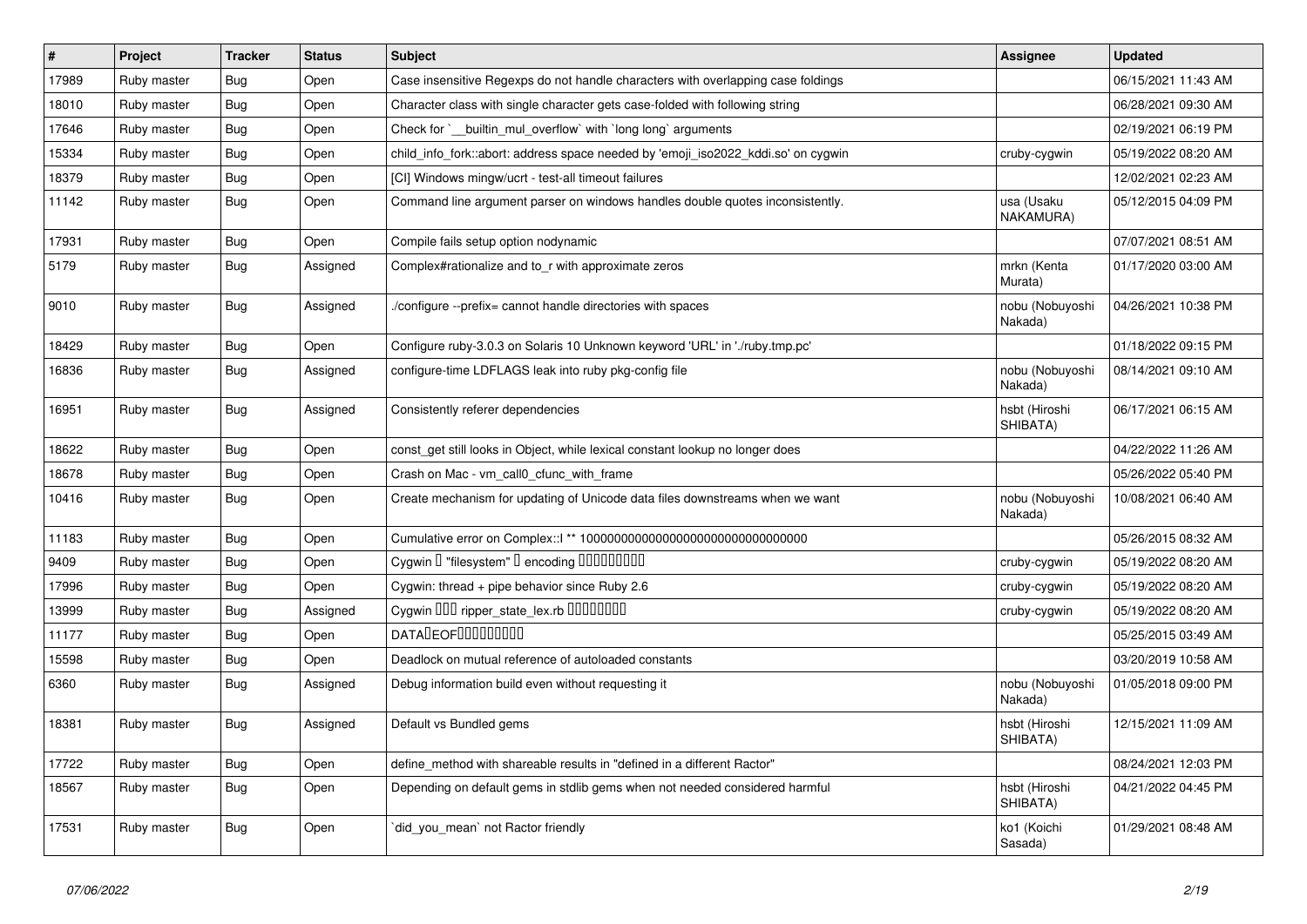| # | Project | Tracker | Status | Subject | Assignee | Updated |
|---|---|---|---|---|---|---|
| 17989 | Ruby master | Bug | Open | Case insensitive Regexps do not handle characters with overlapping case foldings | | 06/15/2021 11:43 AM |
| 18010 | Ruby master | Bug | Open | Character class with single character gets case-folded with following string | | 06/28/2021 09:30 AM |
| 17646 | Ruby master | Bug | Open | Check for `__builtin_mul_overflow` with `long long` arguments | | 02/19/2021 06:19 PM |
| 15334 | Ruby master | Bug | Open | child_info_fork::abort: address space needed by 'emoji_iso2022_kddi.so' on cygwin | cruby-cygwin | 05/19/2022 08:20 AM |
| 18379 | Ruby master | Bug | Open | [CI] Windows mingw/ucrt - test-all timeout failures | | 12/02/2021 02:23 AM |
| 11142 | Ruby master | Bug | Open | Command line argument parser on windows handles double quotes inconsistently. | usa (Usaku NAKAMURA) | 05/12/2015 04:09 PM |
| 17931 | Ruby master | Bug | Open | Compile fails setup option nodynamic | | 07/07/2021 08:51 AM |
| 5179 | Ruby master | Bug | Assigned | Complex#rationalize and to_r with approximate zeros | mrkn (Kenta Murata) | 01/17/2020 03:00 AM |
| 9010 | Ruby master | Bug | Assigned | ./configure --prefix= cannot handle directories with spaces | nobu (Nobuyoshi Nakada) | 04/26/2021 10:38 PM |
| 18429 | Ruby master | Bug | Open | Configure ruby-3.0.3 on Solaris 10 Unknown keyword 'URL' in './ruby.tmp.pc' | | 01/18/2022 09:15 PM |
| 16836 | Ruby master | Bug | Assigned | configure-time LDFLAGS leak into ruby pkg-config file | nobu (Nobuyoshi Nakada) | 08/14/2021 09:10 AM |
| 16951 | Ruby master | Bug | Assigned | Consistently referer dependencies | hsbt (Hiroshi SHIBATA) | 06/17/2021 06:15 AM |
| 18622 | Ruby master | Bug | Open | const_get still looks in Object, while lexical constant lookup no longer does | | 04/22/2022 11:26 AM |
| 18678 | Ruby master | Bug | Open | Crash on Mac - vm_call0_cfunc_with_frame | | 05/26/2022 05:40 PM |
| 10416 | Ruby master | Bug | Open | Create mechanism for updating of Unicode data files downstreams when we want | nobu (Nobuyoshi Nakada) | 10/08/2021 06:40 AM |
| 11183 | Ruby master | Bug | Open | Cumulative error on Complex::I ** 100000000000000000000000000000000 | | 05/26/2015 08:32 AM |
| 9409 | Ruby master | Bug | Open | Cygwin � "filesystem" � encoding ��������� | cruby-cygwin | 05/19/2022 08:20 AM |
| 17996 | Ruby master | Bug | Open | Cygwin: thread + pipe behavior since Ruby 2.6 | cruby-cygwin | 05/19/2022 08:20 AM |
| 13999 | Ruby master | Bug | Assigned | Cygwin ��� ripper_state_lex.rb �������� | cruby-cygwin | 05/19/2022 08:20 AM |
| 11177 | Ruby master | Bug | Open | DATA�EOF��������� | | 05/25/2015 03:49 AM |
| 15598 | Ruby master | Bug | Open | Deadlock on mutual reference of autoloaded constants | | 03/20/2019 10:58 AM |
| 6360 | Ruby master | Bug | Assigned | Debug information build even without requesting it | nobu (Nobuyoshi Nakada) | 01/05/2018 09:00 PM |
| 18381 | Ruby master | Bug | Assigned | Default vs Bundled gems | hsbt (Hiroshi SHIBATA) | 12/15/2021 11:09 AM |
| 17722 | Ruby master | Bug | Open | define_method with shareable results in "defined in a different Ractor" | | 08/24/2021 12:03 PM |
| 18567 | Ruby master | Bug | Open | Depending on default gems in stdlib gems when not needed considered harmful | hsbt (Hiroshi SHIBATA) | 04/21/2022 04:45 PM |
| 17531 | Ruby master | Bug | Open | `did_you_mean` not Ractor friendly | ko1 (Koichi Sasada) | 01/29/2021 08:48 AM |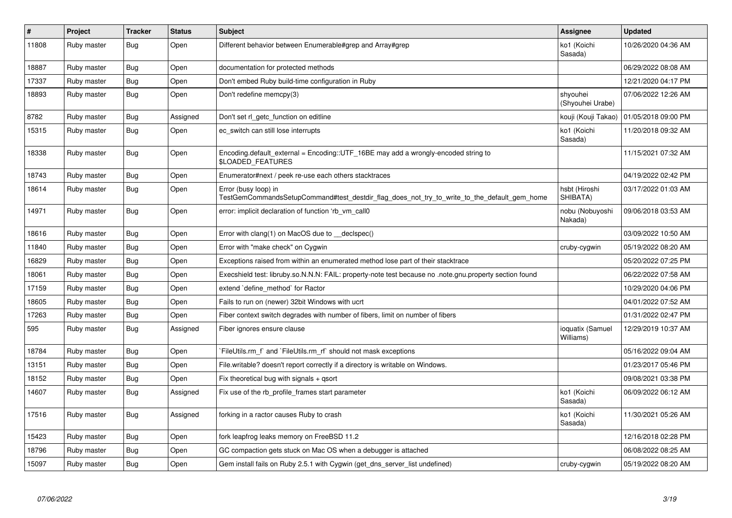| # | Project | Tracker | Status | Subject | Assignee | Updated |
|---|---|---|---|---|---|---|
| 11808 | Ruby master | Bug | Open | Different behavior between Enumerable#grep and Array#grep | ko1 (Koichi Sasada) | 10/26/2020 04:36 AM |
| 18887 | Ruby master | Bug | Open | documentation for protected methods | | 06/29/2022 08:08 AM |
| 17337 | Ruby master | Bug | Open | Don't embed Ruby build-time configuration in Ruby | | 12/21/2020 04:17 PM |
| 18893 | Ruby master | Bug | Open | Don't redefine memcpy(3) | shyouhei (Shyouhei Urabe) | 07/06/2022 12:26 AM |
| 8782 | Ruby master | Bug | Assigned | Don't set rl_getc_function on editline | kouji (Kouji Takao) | 01/05/2018 09:00 PM |
| 15315 | Ruby master | Bug | Open | ec_switch can still lose interrupts | ko1 (Koichi Sasada) | 11/20/2018 09:32 AM |
| 18338 | Ruby master | Bug | Open | Encoding.default_external = Encoding::UTF_16BE may add a wrongly-encoded string to $LOADED_FEATURES | | 11/15/2021 07:32 AM |
| 18743 | Ruby master | Bug | Open | Enumerator#next / peek re-use each others stacktraces | | 04/19/2022 02:42 PM |
| 18614 | Ruby master | Bug | Open | Error (busy loop) in TestGemCommandsSetupCommand#test_destdir_flag_does_not_try_to_write_to_the_default_gem_home | hsbt (Hiroshi SHIBATA) | 03/17/2022 01:03 AM |
| 14971 | Ruby master | Bug | Open | error: implicit declaration of function 'rb_vm_call0 | nobu (Nobuyoshi Nakada) | 09/06/2018 03:53 AM |
| 18616 | Ruby master | Bug | Open | Error with clang(1) on MacOS due to __declspec() | | 03/09/2022 10:50 AM |
| 11840 | Ruby master | Bug | Open | Error with "make check" on Cygwin | cruby-cygwin | 05/19/2022 08:20 AM |
| 16829 | Ruby master | Bug | Open | Exceptions raised from within an enumerated method lose part of their stacktrace | | 05/20/2022 07:25 PM |
| 18061 | Ruby master | Bug | Open | Execshield test: libruby.so.N.N.N: FAIL: property-note test because no .note.gnu.property section found | | 06/22/2022 07:58 AM |
| 17159 | Ruby master | Bug | Open | extend `define_method` for Ractor | | 10/29/2020 04:06 PM |
| 18605 | Ruby master | Bug | Open | Fails to run on (newer) 32bit Windows with ucrt | | 04/01/2022 07:52 AM |
| 17263 | Ruby master | Bug | Open | Fiber context switch degrades with number of fibers, limit on number of fibers | | 01/31/2022 02:47 PM |
| 595 | Ruby master | Bug | Assigned | Fiber ignores ensure clause | ioquatix (Samuel Williams) | 12/29/2019 10:37 AM |
| 18784 | Ruby master | Bug | Open | `FileUtils.rm_f` and `FileUtils.rm_rf` should not mask exceptions | | 05/16/2022 09:04 AM |
| 13151 | Ruby master | Bug | Open | File.writable? doesn't report correctly if a directory is writable on Windows. | | 01/23/2017 05:46 PM |
| 18152 | Ruby master | Bug | Open | Fix theoretical bug with signals + qsort | | 09/08/2021 03:38 PM |
| 14607 | Ruby master | Bug | Assigned | Fix use of the rb_profile_frames start parameter | ko1 (Koichi Sasada) | 06/09/2022 06:12 AM |
| 17516 | Ruby master | Bug | Assigned | forking in a ractor causes Ruby to crash | ko1 (Koichi Sasada) | 11/30/2021 05:26 AM |
| 15423 | Ruby master | Bug | Open | fork leapfrog leaks memory on FreeBSD 11.2 | | 12/16/2018 02:28 PM |
| 18796 | Ruby master | Bug | Open | GC compaction gets stuck on Mac OS when a debugger is attached | | 06/08/2022 08:25 AM |
| 15097 | Ruby master | Bug | Open | Gem install fails on Ruby 2.5.1 with Cygwin (get_dns_server_list undefined) | cruby-cygwin | 05/19/2022 08:20 AM |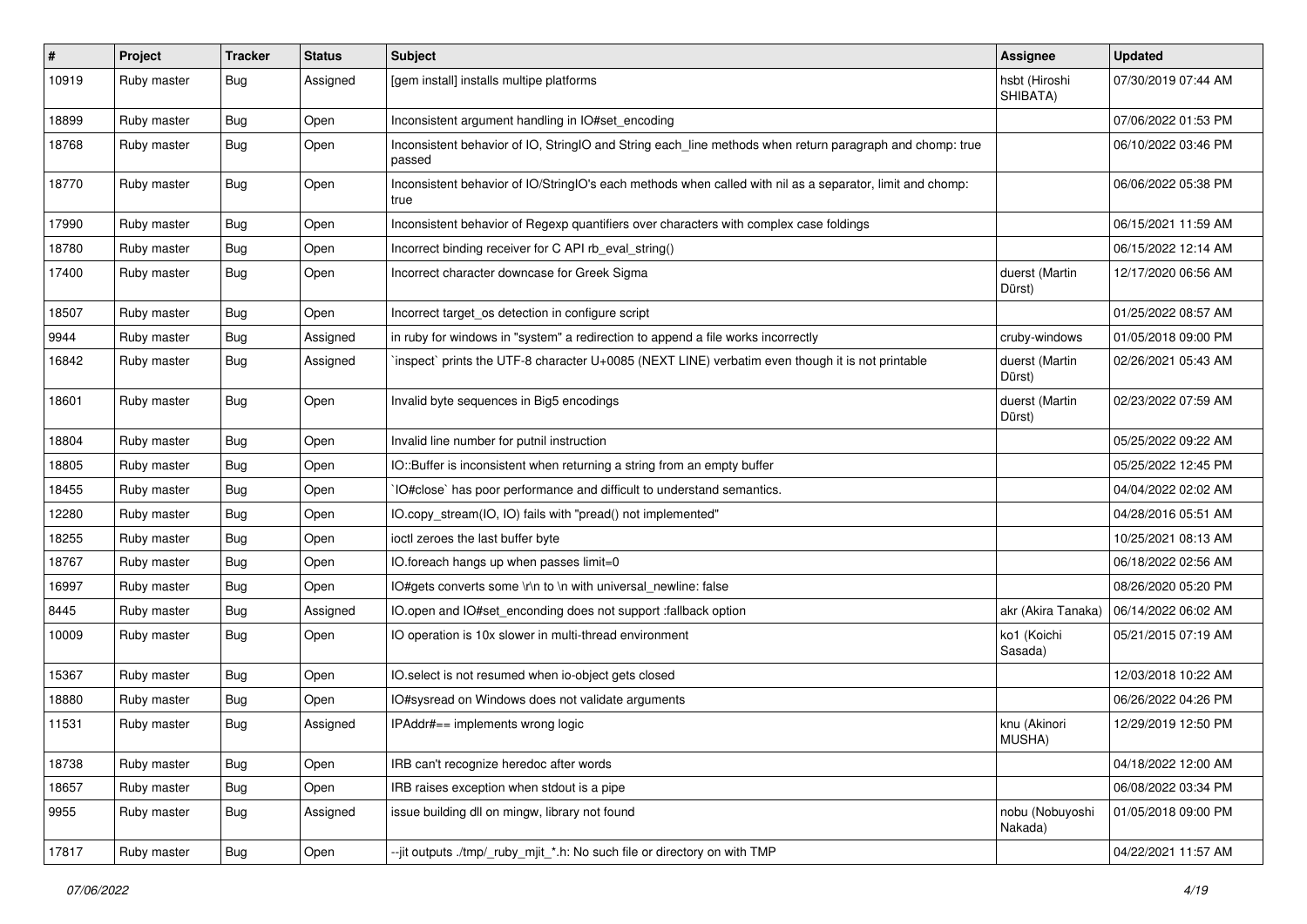| # | Project | Tracker | Status | Subject | Assignee | Updated |
| --- | --- | --- | --- | --- | --- | --- |
| 10919 | Ruby master | Bug | Assigned | [gem install] installs multipe platforms | hsbt (Hiroshi SHIBATA) | 07/30/2019 07:44 AM |
| 18899 | Ruby master | Bug | Open | Inconsistent argument handling in IO#set_encoding | | 07/06/2022 01:53 PM |
| 18768 | Ruby master | Bug | Open | Inconsistent behavior of IO, StringIO and String each_line methods when return paragraph and chomp: true passed | | 06/10/2022 03:46 PM |
| 18770 | Ruby master | Bug | Open | Inconsistent behavior of IO/StringIO's each methods when called with nil as a separator, limit and chomp: true | | 06/06/2022 05:38 PM |
| 17990 | Ruby master | Bug | Open | Inconsistent behavior of Regexp quantifiers over characters with complex case foldings | | 06/15/2021 11:59 AM |
| 18780 | Ruby master | Bug | Open | Incorrect binding receiver for C API rb_eval_string() | | 06/15/2022 12:14 AM |
| 17400 | Ruby master | Bug | Open | Incorrect character downcase for Greek Sigma | duerst (Martin Dürst) | 12/17/2020 06:56 AM |
| 18507 | Ruby master | Bug | Open | Incorrect target_os detection in configure script | | 01/25/2022 08:57 AM |
| 9944 | Ruby master | Bug | Assigned | in ruby for windows in "system" a redirection to append a file works incorrectly | cruby-windows | 01/05/2018 09:00 PM |
| 16842 | Ruby master | Bug | Assigned | `inspect` prints the UTF-8 character U+0085 (NEXT LINE) verbatim even though it is not printable | duerst (Martin Dürst) | 02/26/2021 05:43 AM |
| 18601 | Ruby master | Bug | Open | Invalid byte sequences in Big5 encodings | duerst (Martin Dürst) | 02/23/2022 07:59 AM |
| 18804 | Ruby master | Bug | Open | Invalid line number for putnil instruction | | 05/25/2022 09:22 AM |
| 18805 | Ruby master | Bug | Open | IO::Buffer is inconsistent when returning a string from an empty buffer | | 05/25/2022 12:45 PM |
| 18455 | Ruby master | Bug | Open | `IO#close` has poor performance and difficult to understand semantics. | | 04/04/2022 02:02 AM |
| 12280 | Ruby master | Bug | Open | IO.copy_stream(IO, IO) fails with "pread() not implemented" | | 04/28/2016 05:51 AM |
| 18255 | Ruby master | Bug | Open | ioctl zeroes the last buffer byte | | 10/25/2021 08:13 AM |
| 18767 | Ruby master | Bug | Open | IO.foreach hangs up when passes limit=0 | | 06/18/2022 02:56 AM |
| 16997 | Ruby master | Bug | Open | IO#gets converts some \r\n to \n with universal_newline: false | | 08/26/2020 05:20 PM |
| 8445 | Ruby master | Bug | Assigned | IO.open and IO#set_enconding does not support :fallback option | akr (Akira Tanaka) | 06/14/2022 06:02 AM |
| 10009 | Ruby master | Bug | Open | IO operation is 10x slower in multi-thread environment | ko1 (Koichi Sasada) | 05/21/2015 07:19 AM |
| 15367 | Ruby master | Bug | Open | IO.select is not resumed when io-object gets closed | | 12/03/2018 10:22 AM |
| 18880 | Ruby master | Bug | Open | IO#sysread on Windows does not validate arguments | | 06/26/2022 04:26 PM |
| 11531 | Ruby master | Bug | Assigned | IPAddr#== implements wrong logic | knu (Akinori MUSHA) | 12/29/2019 12:50 PM |
| 18738 | Ruby master | Bug | Open | IRB can't recognize heredoc after words | | 04/18/2022 12:00 AM |
| 18657 | Ruby master | Bug | Open | IRB raises exception when stdout is a pipe | | 06/08/2022 03:34 PM |
| 9955 | Ruby master | Bug | Assigned | issue building dll on mingw, library not found | nobu (Nobuyoshi Nakada) | 01/05/2018 09:00 PM |
| 17817 | Ruby master | Bug | Open | --jit outputs ./tmp/_ruby_mjit_*.h: No such file or directory on with TMP | | 04/22/2021 11:57 AM |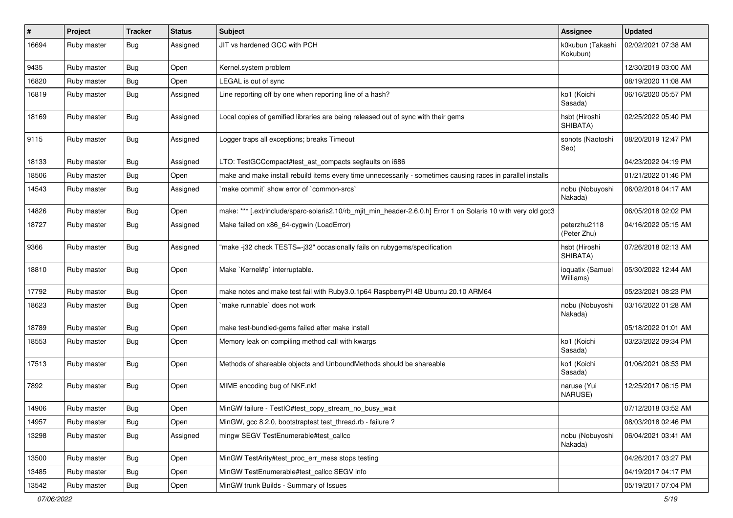| # | Project | Tracker | Status | Subject | Assignee | Updated |
| --- | --- | --- | --- | --- | --- | --- |
| 16694 | Ruby master | Bug | Assigned | JIT vs hardened GCC with PCH | k0kubun (Takashi Kokubun) | 02/02/2021 07:38 AM |
| 9435 | Ruby master | Bug | Open | Kernel.system problem | | 12/30/2019 03:00 AM |
| 16820 | Ruby master | Bug | Open | LEGAL is out of sync | | 08/19/2020 11:08 AM |
| 16819 | Ruby master | Bug | Assigned | Line reporting off by one when reporting line of a hash? | ko1 (Koichi Sasada) | 06/16/2020 05:57 PM |
| 18169 | Ruby master | Bug | Assigned | Local copies of gemified libraries are being released out of sync with their gems | hsbt (Hiroshi SHIBATA) | 02/25/2022 05:40 PM |
| 9115 | Ruby master | Bug | Assigned | Logger traps all exceptions; breaks Timeout | sonots (Naotoshi Seo) | 08/20/2019 12:47 PM |
| 18133 | Ruby master | Bug | Assigned | LTO: TestGCCompact#test_ast_compacts segfaults on i686 | | 04/23/2022 04:19 PM |
| 18506 | Ruby master | Bug | Open | make and make install rebuild items every time unnecessarily - sometimes causing races in parallel installs | | 01/21/2022 01:46 PM |
| 14543 | Ruby master | Bug | Assigned | `make commit` show error of `common-srcs` | nobu (Nobuyoshi Nakada) | 06/02/2018 04:17 AM |
| 14826 | Ruby master | Bug | Open | make: *** [.ext/include/sparc-solaris2.10/rb_mjit_min_header-2.6.0.h] Error 1 on Solaris 10 with very old gcc3 | | 06/05/2018 02:02 PM |
| 18727 | Ruby master | Bug | Assigned | Make failed on x86_64-cygwin (LoadError) | peterzhu2118 (Peter Zhu) | 04/16/2022 05:15 AM |
| 9366 | Ruby master | Bug | Assigned | "make -j32 check TESTS=-j32" occasionally fails on rubygems/specification | hsbt (Hiroshi SHIBATA) | 07/26/2018 02:13 AM |
| 18810 | Ruby master | Bug | Open | Make `Kernel#p` interruptable. | ioquatix (Samuel Williams) | 05/30/2022 12:44 AM |
| 17792 | Ruby master | Bug | Open | make notes and make test fail with Ruby3.0.1p64 RaspberryPI 4B Ubuntu 20.10 ARM64 | | 05/23/2021 08:23 PM |
| 18623 | Ruby master | Bug | Open | `make runnable` does not work | nobu (Nobuyoshi Nakada) | 03/16/2022 01:28 AM |
| 18789 | Ruby master | Bug | Open | make test-bundled-gems failed after make install | | 05/18/2022 01:01 AM |
| 18553 | Ruby master | Bug | Open | Memory leak on compiling method call with kwargs | ko1 (Koichi Sasada) | 03/23/2022 09:34 PM |
| 17513 | Ruby master | Bug | Open | Methods of shareable objects and UnboundMethods should be shareable | ko1 (Koichi Sasada) | 01/06/2021 08:53 PM |
| 7892 | Ruby master | Bug | Open | MIME encoding bug of NKF.nkf | naruse (Yui NARUSE) | 12/25/2017 06:15 PM |
| 14906 | Ruby master | Bug | Open | MinGW failure - TestIO#test_copy_stream_no_busy_wait | | 07/12/2018 03:52 AM |
| 14957 | Ruby master | Bug | Open | MinGW, gcc 8.2.0, bootstraptest test_thread.rb - failure ? | | 08/03/2018 02:46 PM |
| 13298 | Ruby master | Bug | Assigned | mingw SEGV TestEnumerable#test_callcc | nobu (Nobuyoshi Nakada) | 06/04/2021 03:41 AM |
| 13500 | Ruby master | Bug | Open | MinGW TestArity#test_proc_err_mess stops testing | | 04/26/2017 03:27 PM |
| 13485 | Ruby master | Bug | Open | MinGW TestEnumerable#test_callcc SEGV info | | 04/19/2017 04:17 PM |
| 13542 | Ruby master | Bug | Open | MinGW trunk Builds - Summary of Issues | | 05/19/2017 07:04 PM |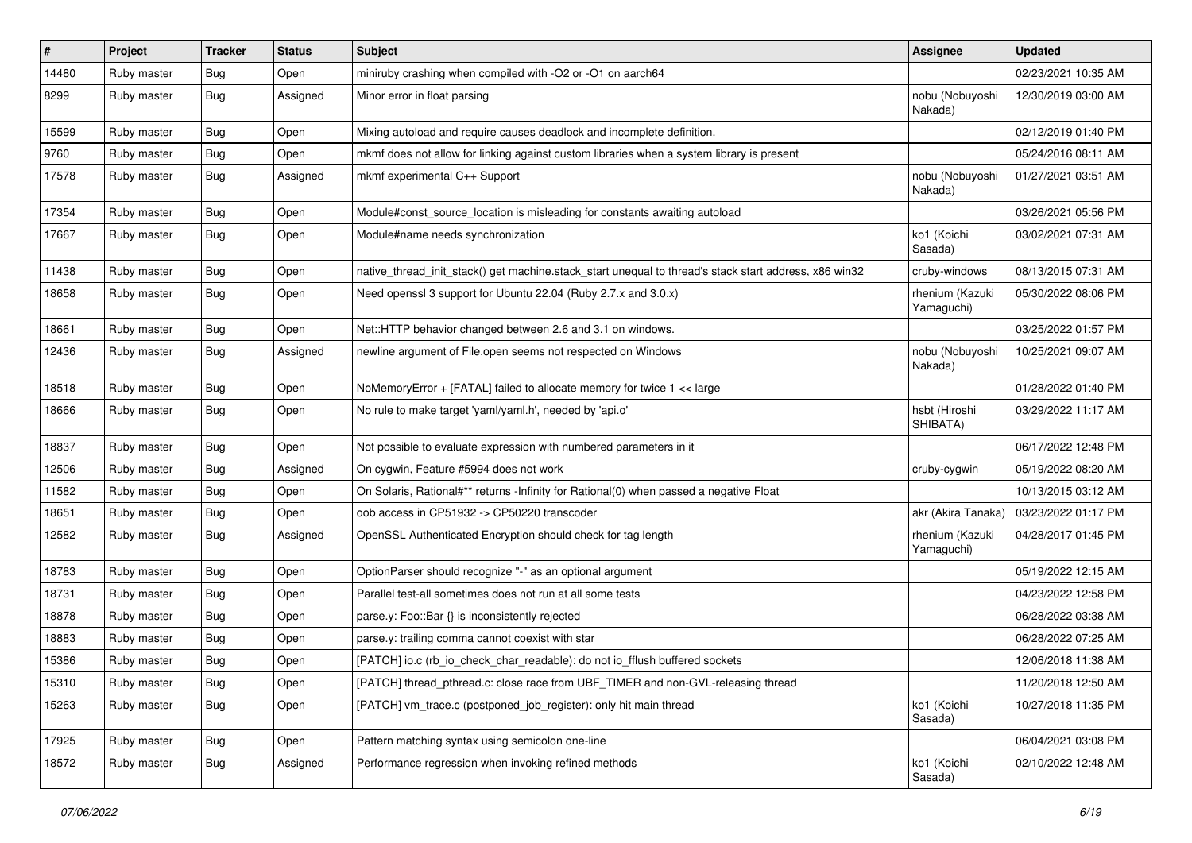| # | Project | Tracker | Status | Subject | Assignee | Updated |
|---|---|---|---|---|---|---|
| 14480 | Ruby master | Bug | Open | miniruby crashing when compiled with -O2 or -O1 on aarch64 | | 02/23/2021 10:35 AM |
| 8299 | Ruby master | Bug | Assigned | Minor error in float parsing | nobu (Nobuyoshi Nakada) | 12/30/2019 03:00 AM |
| 15599 | Ruby master | Bug | Open | Mixing autoload and require causes deadlock and incomplete definition. | | 02/12/2019 01:40 PM |
| 9760 | Ruby master | Bug | Open | mkmf does not allow for linking against custom libraries when a system library is present | | 05/24/2016 08:11 AM |
| 17578 | Ruby master | Bug | Assigned | mkmf experimental C++ Support | nobu (Nobuyoshi Nakada) | 01/27/2021 03:51 AM |
| 17354 | Ruby master | Bug | Open | Module#const_source_location is misleading for constants awaiting autoload | | 03/26/2021 05:56 PM |
| 17667 | Ruby master | Bug | Open | Module#name needs synchronization | ko1 (Koichi Sasada) | 03/02/2021 07:31 AM |
| 11438 | Ruby master | Bug | Open | native_thread_init_stack() get machine.stack_start unequal to thread's stack start address, x86 win32 | cruby-windows | 08/13/2015 07:31 AM |
| 18658 | Ruby master | Bug | Open | Need openssl 3 support for Ubuntu 22.04 (Ruby 2.7.x and 3.0.x) | rhenium (Kazuki Yamaguchi) | 05/30/2022 08:06 PM |
| 18661 | Ruby master | Bug | Open | Net::HTTP behavior changed between 2.6 and 3.1 on windows. | | 03/25/2022 01:57 PM |
| 12436 | Ruby master | Bug | Assigned | newline argument of File.open seems not respected on Windows | nobu (Nobuyoshi Nakada) | 10/25/2021 09:07 AM |
| 18518 | Ruby master | Bug | Open | NoMemoryError + [FATAL] failed to allocate memory for twice 1 << large | | 01/28/2022 01:40 PM |
| 18666 | Ruby master | Bug | Open | No rule to make target 'yaml/yaml.h', needed by 'api.o' | hsbt (Hiroshi SHIBATA) | 03/29/2022 11:17 AM |
| 18837 | Ruby master | Bug | Open | Not possible to evaluate expression with numbered parameters in it | | 06/17/2022 12:48 PM |
| 12506 | Ruby master | Bug | Assigned | On cygwin, Feature #5994 does not work | cruby-cygwin | 05/19/2022 08:20 AM |
| 11582 | Ruby master | Bug | Open | On Solaris, Rational#** returns -Infinity for Rational(0) when passed a negative Float | | 10/13/2015 03:12 AM |
| 18651 | Ruby master | Bug | Open | oob access in CP51932 -> CP50220 transcoder | akr (Akira Tanaka) | 03/23/2022 01:17 PM |
| 12582 | Ruby master | Bug | Assigned | OpenSSL Authenticated Encryption should check for tag length | rhenium (Kazuki Yamaguchi) | 04/28/2017 01:45 PM |
| 18783 | Ruby master | Bug | Open | OptionParser should recognize "-" as an optional argument | | 05/19/2022 12:15 AM |
| 18731 | Ruby master | Bug | Open | Parallel test-all sometimes does not run at all some tests | | 04/23/2022 12:58 PM |
| 18878 | Ruby master | Bug | Open | parse.y: Foo::Bar {} is inconsistently rejected | | 06/28/2022 03:38 AM |
| 18883 | Ruby master | Bug | Open | parse.y: trailing comma cannot coexist with star | | 06/28/2022 07:25 AM |
| 15386 | Ruby master | Bug | Open | [PATCH] io.c (rb_io_check_char_readable): do not io_fflush buffered sockets | | 12/06/2018 11:38 AM |
| 15310 | Ruby master | Bug | Open | [PATCH] thread_pthread.c: close race from UBF_TIMER and non-GVL-releasing thread | | 11/20/2018 12:50 AM |
| 15263 | Ruby master | Bug | Open | [PATCH] vm_trace.c (postponed_job_register): only hit main thread | ko1 (Koichi Sasada) | 10/27/2018 11:35 PM |
| 17925 | Ruby master | Bug | Open | Pattern matching syntax using semicolon one-line | | 06/04/2021 03:08 PM |
| 18572 | Ruby master | Bug | Assigned | Performance regression when invoking refined methods | ko1 (Koichi Sasada) | 02/10/2022 12:48 AM |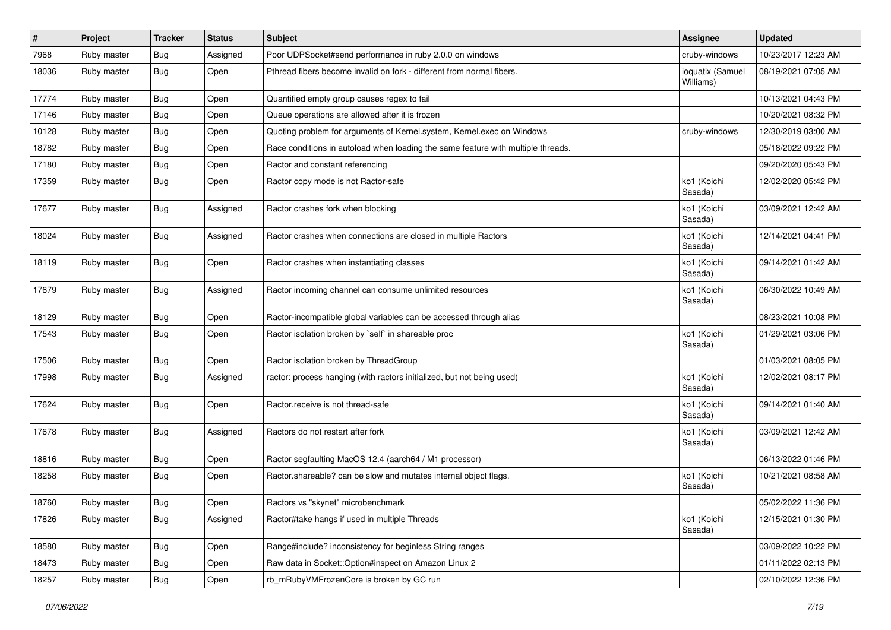| # | Project | Tracker | Status | Subject | Assignee | Updated |
|---|---|---|---|---|---|---|
| 7968 | Ruby master | Bug | Assigned | Poor UDPSocket#send performance in ruby 2.0.0 on windows | cruby-windows | 10/23/2017 12:23 AM |
| 18036 | Ruby master | Bug | Open | Pthread fibers become invalid on fork - different from normal fibers. | ioquatix (Samuel Williams) | 08/19/2021 07:05 AM |
| 17774 | Ruby master | Bug | Open | Quantified empty group causes regex to fail | | 10/13/2021 04:43 PM |
| 17146 | Ruby master | Bug | Open | Queue operations are allowed after it is frozen | | 10/20/2021 08:32 PM |
| 10128 | Ruby master | Bug | Open | Quoting problem for arguments of Kernel.system, Kernel.exec on Windows | cruby-windows | 12/30/2019 03:00 AM |
| 18782 | Ruby master | Bug | Open | Race conditions in autoload when loading the same feature with multiple threads. | | 05/18/2022 09:22 PM |
| 17180 | Ruby master | Bug | Open | Ractor and constant referencing | | 09/20/2020 05:43 PM |
| 17359 | Ruby master | Bug | Open | Ractor copy mode is not Ractor-safe | ko1 (Koichi Sasada) | 12/02/2020 05:42 PM |
| 17677 | Ruby master | Bug | Assigned | Ractor crashes fork when blocking | ko1 (Koichi Sasada) | 03/09/2021 12:42 AM |
| 18024 | Ruby master | Bug | Assigned | Ractor crashes when connections are closed in multiple Ractors | ko1 (Koichi Sasada) | 12/14/2021 04:41 PM |
| 18119 | Ruby master | Bug | Open | Ractor crashes when instantiating classes | ko1 (Koichi Sasada) | 09/14/2021 01:42 AM |
| 17679 | Ruby master | Bug | Assigned | Ractor incoming channel can consume unlimited resources | ko1 (Koichi Sasada) | 06/30/2022 10:49 AM |
| 18129 | Ruby master | Bug | Open | Ractor-incompatible global variables can be accessed through alias | | 08/23/2021 10:08 PM |
| 17543 | Ruby master | Bug | Open | Ractor isolation broken by `self` in shareable proc | ko1 (Koichi Sasada) | 01/29/2021 03:06 PM |
| 17506 | Ruby master | Bug | Open | Ractor isolation broken by ThreadGroup | | 01/03/2021 08:05 PM |
| 17998 | Ruby master | Bug | Assigned | ractor: process hanging (with ractors initialized, but not being used) | ko1 (Koichi Sasada) | 12/02/2021 08:17 PM |
| 17624 | Ruby master | Bug | Open | Ractor.receive is not thread-safe | ko1 (Koichi Sasada) | 09/14/2021 01:40 AM |
| 17678 | Ruby master | Bug | Assigned | Ractors do not restart after fork | ko1 (Koichi Sasada) | 03/09/2021 12:42 AM |
| 18816 | Ruby master | Bug | Open | Ractor segfaulting MacOS 12.4 (aarch64 / M1 processor) | | 06/13/2022 01:46 PM |
| 18258 | Ruby master | Bug | Open | Ractor.shareable? can be slow and mutates internal object flags. | ko1 (Koichi Sasada) | 10/21/2021 08:58 AM |
| 18760 | Ruby master | Bug | Open | Ractors vs "skynet" microbenchmark | | 05/02/2022 11:36 PM |
| 17826 | Ruby master | Bug | Assigned | Ractor#take hangs if used in multiple Threads | ko1 (Koichi Sasada) | 12/15/2021 01:30 PM |
| 18580 | Ruby master | Bug | Open | Range#include? inconsistency for beginless String ranges | | 03/09/2022 10:22 PM |
| 18473 | Ruby master | Bug | Open | Raw data in Socket::Option#inspect on Amazon Linux 2 | | 01/11/2022 02:13 PM |
| 18257 | Ruby master | Bug | Open | rb_mRubyVMFrozenCore is broken by GC run | | 02/10/2022 12:36 PM |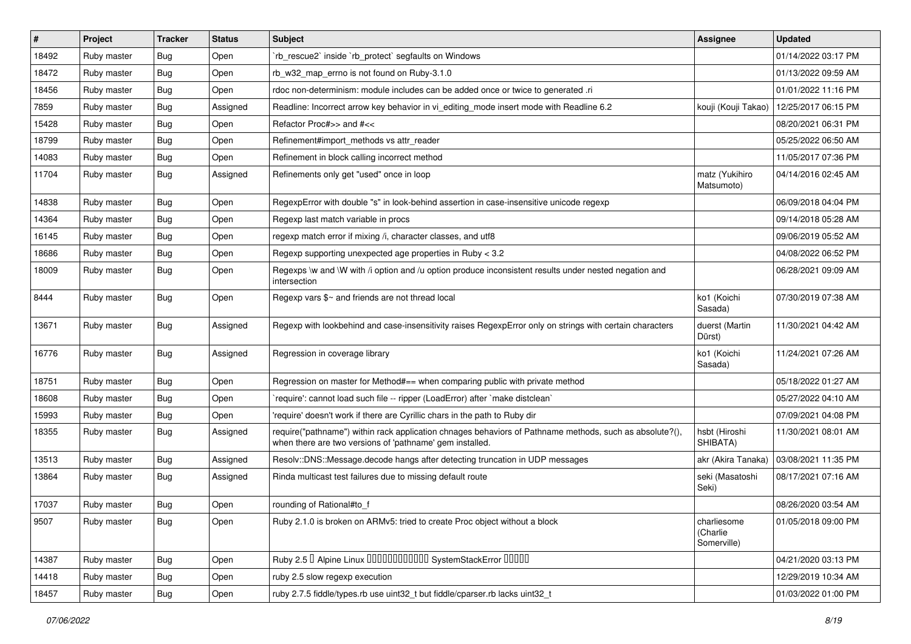| # | Project | Tracker | Status | Subject | Assignee | Updated |
| --- | --- | --- | --- | --- | --- | --- |
| 18492 | Ruby master | Bug | Open | `rb_rescue2` inside `rb_protect` segfaults on Windows | | 01/14/2022 03:17 PM |
| 18472 | Ruby master | Bug | Open | rb_w32_map_errno is not found on Ruby-3.1.0 | | 01/13/2022 09:59 AM |
| 18456 | Ruby master | Bug | Open | rdoc non-determinism: module includes can be added once or twice to generated .ri | | 01/01/2022 11:16 PM |
| 7859 | Ruby master | Bug | Assigned | Readline: Incorrect arrow key behavior in vi_editing_mode insert mode with Readline 6.2 | kouji (Kouji Takao) | 12/25/2017 06:15 PM |
| 15428 | Ruby master | Bug | Open | Refactor Proc#>> and #<< | | 08/20/2021 06:31 PM |
| 18799 | Ruby master | Bug | Open | Refinement#import_methods vs attr_reader | | 05/25/2022 06:50 AM |
| 14083 | Ruby master | Bug | Open | Refinement in block calling incorrect method | | 11/05/2017 07:36 PM |
| 11704 | Ruby master | Bug | Assigned | Refinements only get "used" once in loop | matz (Yukihiro Matsumoto) | 04/14/2016 02:45 AM |
| 14838 | Ruby master | Bug | Open | RegexpError with double "s" in look-behind assertion in case-insensitive unicode regexp | | 06/09/2018 04:04 PM |
| 14364 | Ruby master | Bug | Open | Regexp last match variable in procs | | 09/14/2018 05:28 AM |
| 16145 | Ruby master | Bug | Open | regexp match error if mixing /i, character classes, and utf8 | | 09/06/2019 05:52 AM |
| 18686 | Ruby master | Bug | Open | Regexp supporting unexpected age properties in Ruby < 3.2 | | 04/08/2022 06:52 PM |
| 18009 | Ruby master | Bug | Open | Regexps \w and \W with /i option and /u option produce inconsistent results under nested negation and intersection | | 06/28/2021 09:09 AM |
| 8444 | Ruby master | Bug | Open | Regexp vars $~ and friends are not thread local | ko1 (Koichi Sasada) | 07/30/2019 07:38 AM |
| 13671 | Ruby master | Bug | Assigned | Regexp with lookbehind and case-insensitivity raises RegexpError only on strings with certain characters | duerst (Martin Dürst) | 11/30/2021 04:42 AM |
| 16776 | Ruby master | Bug | Assigned | Regression in coverage library | ko1 (Koichi Sasada) | 11/24/2021 07:26 AM |
| 18751 | Ruby master | Bug | Open | Regression on master for Method#== when comparing public with private method | | 05/18/2022 01:27 AM |
| 18608 | Ruby master | Bug | Open | `require': cannot load such file -- ripper (LoadError) after `make distclean` | | 05/27/2022 04:10 AM |
| 15993 | Ruby master | Bug | Open | 'require' doesn't work if there are Cyrillic chars in the path to Ruby dir | | 07/09/2021 04:08 PM |
| 18355 | Ruby master | Bug | Assigned | require("pathname") within rack application chnages behaviors of Pathname methods, such as absolute?(), when there are two versions of 'pathname' gem installed. | hsbt (Hiroshi SHIBATA) | 11/30/2021 08:01 AM |
| 13513 | Ruby master | Bug | Assigned | Resolv::DNS::Message.decode hangs after detecting truncation in UDP messages | akr (Akira Tanaka) | 03/08/2021 11:35 PM |
| 13864 | Ruby master | Bug | Assigned | Rinda multicast test failures due to missing default route | seki (Masatoshi Seki) | 08/17/2021 07:16 AM |
| 17037 | Ruby master | Bug | Open | rounding of Rational#to_f | | 08/26/2020 03:54 AM |
| 9507 | Ruby master | Bug | Open | Ruby 2.1.0 is broken on ARMv5: tried to create Proc object without a block | charliesome (Charlie Somerville) | 01/05/2018 09:00 PM |
| 14387 | Ruby master | Bug | Open | Ruby 2.5 � Alpine Linux ������������ SystemStackError ����� | | 04/21/2020 03:13 PM |
| 14418 | Ruby master | Bug | Open | ruby 2.5 slow regexp execution | | 12/29/2019 10:34 AM |
| 18457 | Ruby master | Bug | Open | ruby 2.7.5 fiddle/types.rb use uint32_t but fiddle/cparser.rb lacks uint32_t | | 01/03/2022 01:00 PM |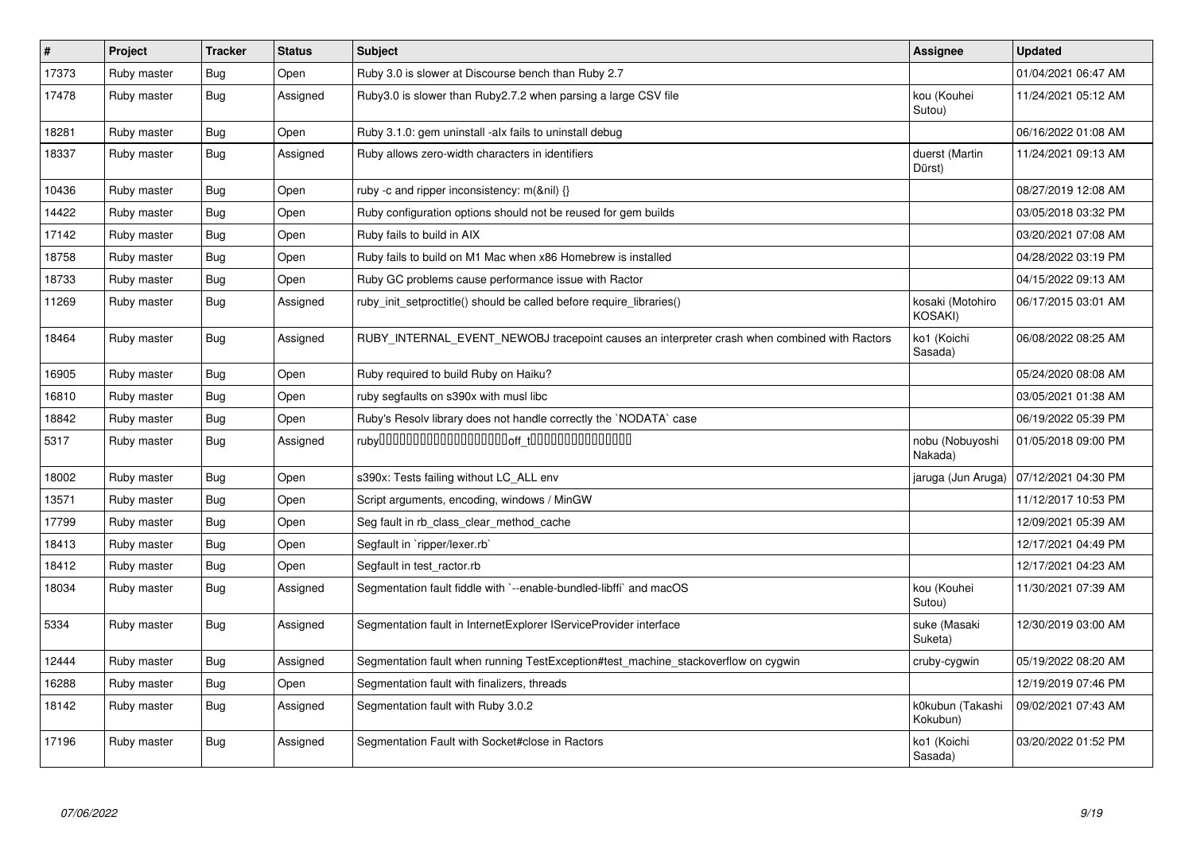| # | Project | Tracker | Status | Subject | Assignee | Updated |
|---|---|---|---|---|---|---|
| 17373 | Ruby master | Bug | Open | Ruby 3.0 is slower at Discourse bench than Ruby 2.7 | | 01/04/2021 06:47 AM |
| 17478 | Ruby master | Bug | Assigned | Ruby3.0 is slower than Ruby2.7.2 when parsing a large CSV file | kou (Kouhei Sutou) | 11/24/2021 05:12 AM |
| 18281 | Ruby master | Bug | Open | Ruby 3.1.0: gem uninstall -alx fails to uninstall debug | | 06/16/2022 01:08 AM |
| 18337 | Ruby master | Bug | Assigned | Ruby allows zero-width characters in identifiers | duerst (Martin Dürst) | 11/24/2021 09:13 AM |
| 10436 | Ruby master | Bug | Open | ruby -c and ripper inconsistency: m(&nil) {} | | 08/27/2019 12:08 AM |
| 14422 | Ruby master | Bug | Open | Ruby configuration options should not be reused for gem builds | | 03/05/2018 03:32 PM |
| 17142 | Ruby master | Bug | Open | Ruby fails to build in AIX | | 03/20/2021 07:08 AM |
| 18758 | Ruby master | Bug | Open | Ruby fails to build on M1 Mac when x86 Homebrew is installed | | 04/28/2022 03:19 PM |
| 18733 | Ruby master | Bug | Open | Ruby GC problems cause performance issue with Ractor | | 04/15/2022 09:13 AM |
| 11269 | Ruby master | Bug | Assigned | ruby_init_setproctitle() should be called before require_libraries() | kosaki (Motohiro KOSAKI) | 06/17/2015 03:01 AM |
| 18464 | Ruby master | Bug | Assigned | RUBY_INTERNAL_EVENT_NEWOBJ tracepoint causes an interpreter crash when combined with Ractors | ko1 (Koichi Sasada) | 06/08/2022 08:25 AM |
| 16905 | Ruby master | Bug | Open | Ruby required to build Ruby on Haiku? | | 05/24/2020 08:08 AM |
| 16810 | Ruby master | Bug | Open | ruby segfaults on s390x with musl libc | | 03/05/2021 01:38 AM |
| 18842 | Ruby master | Bug | Open | Ruby's Resolv library does not handle correctly the `NODATA` case | | 06/19/2022 05:39 PM |
| 5317 | Ruby master | Bug | Assigned | ruby□□□□□□□□□□□□□□□□□□□□off_t□□□□□□□□□□□□□□□□ | nobu (Nobuyoshi Nakada) | 01/05/2018 09:00 PM |
| 18002 | Ruby master | Bug | Open | s390x: Tests failing without LC_ALL env | jaruga (Jun Aruga) | 07/12/2021 04:30 PM |
| 13571 | Ruby master | Bug | Open | Script arguments, encoding, windows / MinGW | | 11/12/2017 10:53 PM |
| 17799 | Ruby master | Bug | Open | Seg fault in rb_class_clear_method_cache | | 12/09/2021 05:39 AM |
| 18413 | Ruby master | Bug | Open | Segfault in `ripper/lexer.rb` | | 12/17/2021 04:49 PM |
| 18412 | Ruby master | Bug | Open | Segfault in test_ractor.rb | | 12/17/2021 04:23 AM |
| 18034 | Ruby master | Bug | Assigned | Segmentation fault fiddle with `--enable-bundled-libffi` and macOS | kou (Kouhei Sutou) | 11/30/2021 07:39 AM |
| 5334 | Ruby master | Bug | Assigned | Segmentation fault in InternetExplorer IServiceProvider interface | suke (Masaki Suketa) | 12/30/2019 03:00 AM |
| 12444 | Ruby master | Bug | Assigned | Segmentation fault when running TestException#test_machine_stackoverflow on cygwin | cruby-cygwin | 05/19/2022 08:20 AM |
| 16288 | Ruby master | Bug | Open | Segmentation fault with finalizers, threads | | 12/19/2019 07:46 PM |
| 18142 | Ruby master | Bug | Assigned | Segmentation fault with Ruby 3.0.2 | k0kubun (Takashi Kokubun) | 09/02/2021 07:43 AM |
| 17196 | Ruby master | Bug | Assigned | Segmentation Fault with Socket#close in Ractors | ko1 (Koichi Sasada) | 03/20/2022 01:52 PM |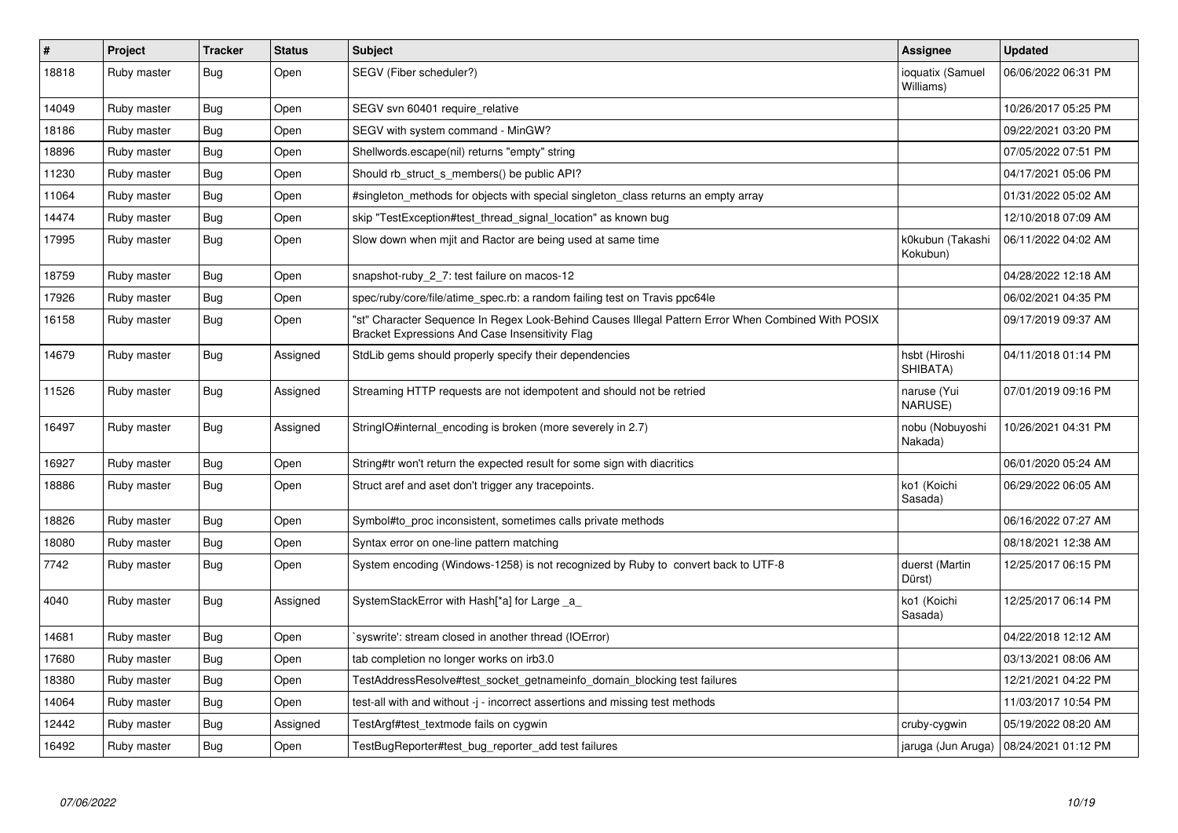| # | Project | Tracker | Status | Subject | Assignee | Updated |
|---|---|---|---|---|---|---|
| 18818 | Ruby master | Bug | Open | SEGV (Fiber scheduler?) | ioquatix (Samuel Williams) | 06/06/2022 06:31 PM |
| 14049 | Ruby master | Bug | Open | SEGV svn 60401 require_relative | | 10/26/2017 05:25 PM |
| 18186 | Ruby master | Bug | Open | SEGV with system command - MinGW? | | 09/22/2021 03:20 PM |
| 18896 | Ruby master | Bug | Open | Shellwords.escape(nil) returns "empty" string | | 07/05/2022 07:51 PM |
| 11230 | Ruby master | Bug | Open | Should rb_struct_s_members() be public API? | | 04/17/2021 05:06 PM |
| 11064 | Ruby master | Bug | Open | #singleton_methods for objects with special singleton_class returns an empty array | | 01/31/2022 05:02 AM |
| 14474 | Ruby master | Bug | Open | skip "TestException#test_thread_signal_location" as known bug | | 12/10/2018 07:09 AM |
| 17995 | Ruby master | Bug | Open | Slow down when mjit and Ractor are being used at same time | k0kubun (Takashi Kokubun) | 06/11/2022 04:02 AM |
| 18759 | Ruby master | Bug | Open | snapshot-ruby_2_7: test failure on macos-12 | | 04/28/2022 12:18 AM |
| 17926 | Ruby master | Bug | Open | spec/ruby/core/file/atime_spec.rb: a random failing test on Travis ppc64le | | 06/02/2021 04:35 PM |
| 16158 | Ruby master | Bug | Open | "st" Character Sequence In Regex Look-Behind Causes Illegal Pattern Error When Combined With POSIX Bracket Expressions And Case Insensitivity Flag | | 09/17/2019 09:37 AM |
| 14679 | Ruby master | Bug | Assigned | StdLib gems should properly specify their dependencies | hsbt (Hiroshi SHIBATA) | 04/11/2018 01:14 PM |
| 11526 | Ruby master | Bug | Assigned | Streaming HTTP requests are not idempotent and should not be retried | naruse (Yui NARUSE) | 07/01/2019 09:16 PM |
| 16497 | Ruby master | Bug | Assigned | StringIO#internal_encoding is broken (more severely in 2.7) | nobu (Nobuyoshi Nakada) | 10/26/2021 04:31 PM |
| 16927 | Ruby master | Bug | Open | String#tr won't return the expected result for some sign with diacritics | | 06/01/2020 05:24 AM |
| 18886 | Ruby master | Bug | Open | Struct aref and aset don't trigger any tracepoints. | ko1 (Koichi Sasada) | 06/29/2022 06:05 AM |
| 18826 | Ruby master | Bug | Open | Symbol#to_proc inconsistent, sometimes calls private methods | | 06/16/2022 07:27 AM |
| 18080 | Ruby master | Bug | Open | Syntax error on one-line pattern matching | | 08/18/2021 12:38 AM |
| 7742 | Ruby master | Bug | Open | System encoding (Windows-1258) is not recognized by Ruby to convert back to UTF-8 | duerst (Martin Dürst) | 12/25/2017 06:15 PM |
| 4040 | Ruby master | Bug | Assigned | SystemStackError with Hash[*a] for Large _a_ | ko1 (Koichi Sasada) | 12/25/2017 06:14 PM |
| 14681 | Ruby master | Bug | Open | `syswrite': stream closed in another thread (IOError) | | 04/22/2018 12:12 AM |
| 17680 | Ruby master | Bug | Open | tab completion no longer works on irb3.0 | | 03/13/2021 08:06 AM |
| 18380 | Ruby master | Bug | Open | TestAddressResolve#test_socket_getnameinfo_domain_blocking test failures | | 12/21/2021 04:22 PM |
| 14064 | Ruby master | Bug | Open | test-all with and without -j - incorrect assertions and missing test methods | | 11/03/2017 10:54 PM |
| 12442 | Ruby master | Bug | Assigned | TestArgf#test_textmode fails on cygwin | cruby-cygwin | 05/19/2022 08:20 AM |
| 16492 | Ruby master | Bug | Open | TestBugReporter#test_bug_reporter_add test failures | jaruga (Jun Aruga) | 08/24/2021 01:12 PM |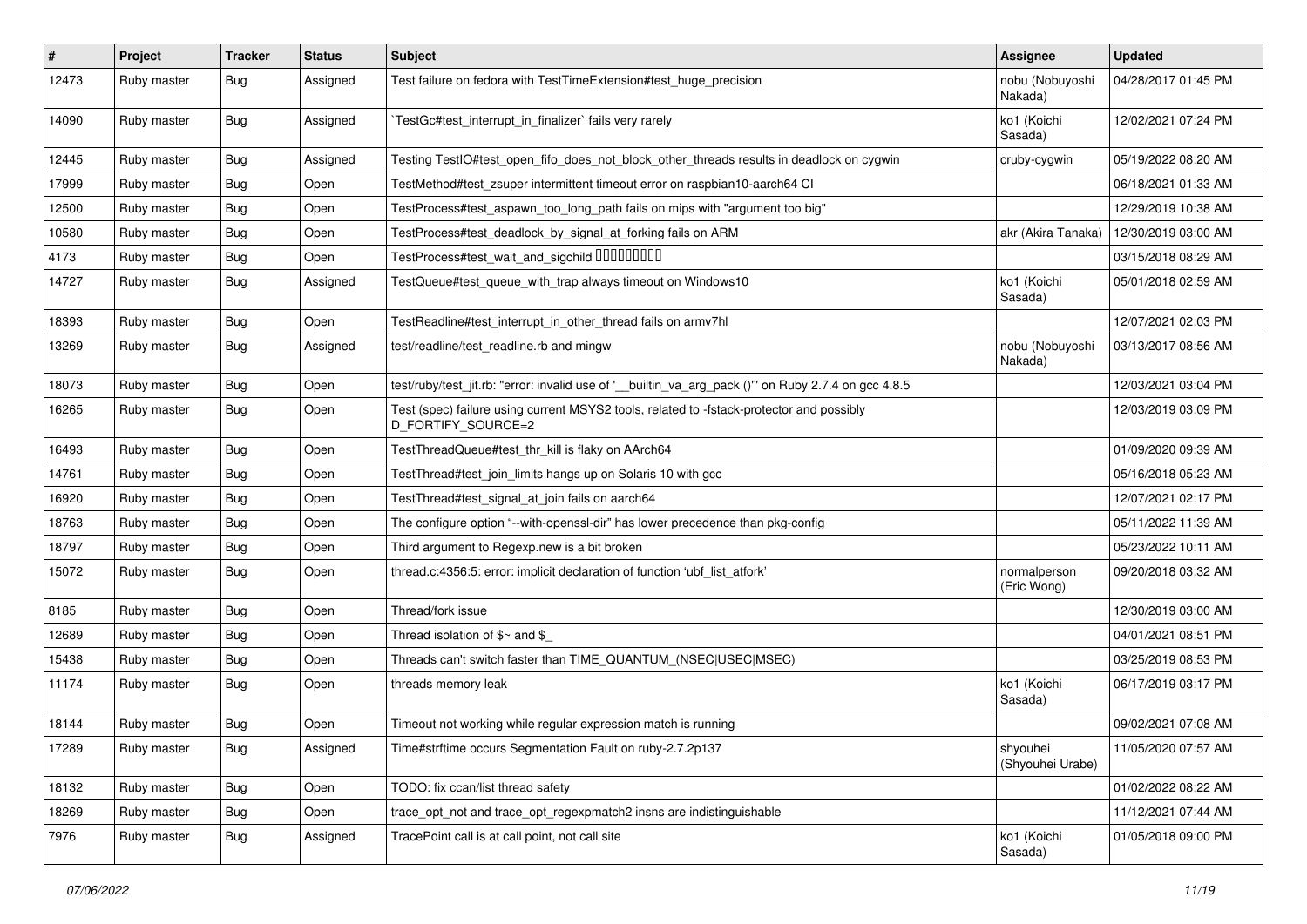| # | Project | Tracker | Status | Subject | Assignee | Updated |
|---|---|---|---|---|---|---|
| 12473 | Ruby master | Bug | Assigned | Test failure on fedora with TestTimeExtension#test_huge_precision | nobu (Nobuyoshi Nakada) | 04/28/2017 01:45 PM |
| 14090 | Ruby master | Bug | Assigned | `TestGc#test_interrupt_in_finalizer` fails very rarely | ko1 (Koichi Sasada) | 12/02/2021 07:24 PM |
| 12445 | Ruby master | Bug | Assigned | Testing TestIO#test_open_fifo_does_not_block_other_threads results in deadlock on cygwin | cruby-cygwin | 05/19/2022 08:20 AM |
| 17999 | Ruby master | Bug | Open | TestMethod#test_zsuper intermittent timeout error on raspbian10-aarch64 CI | | 06/18/2021 01:33 AM |
| 12500 | Ruby master | Bug | Open | TestProcess#test_aspawn_too_long_path fails on mips with "argument too big" | | 12/29/2019 10:38 AM |
| 10580 | Ruby master | Bug | Open | TestProcess#test_deadlock_by_signal_at_forking fails on ARM | akr (Akira Tanaka) | 12/30/2019 03:00 AM |
| 4173 | Ruby master | Bug | Open | TestProcess#test_wait_and_sigchild ���������� | | 03/15/2018 08:29 AM |
| 14727 | Ruby master | Bug | Assigned | TestQueue#test_queue_with_trap always timeout on Windows10 | ko1 (Koichi Sasada) | 05/01/2018 02:59 AM |
| 18393 | Ruby master | Bug | Open | TestReadline#test_interrupt_in_other_thread fails on armv7hl | | 12/07/2021 02:03 PM |
| 13269 | Ruby master | Bug | Assigned | test/readline/test_readline.rb and mingw | nobu (Nobuyoshi Nakada) | 03/13/2017 08:56 AM |
| 18073 | Ruby master | Bug | Open | test/ruby/test_jit.rb: "error: invalid use of '__builtin_va_arg_pack ()'" on Ruby 2.7.4 on gcc 4.8.5 | | 12/03/2021 03:04 PM |
| 16265 | Ruby master | Bug | Open | Test (spec) failure using current MSYS2 tools, related to -fstack-protector and possibly D_FORTIFY_SOURCE=2 | | 12/03/2019 03:09 PM |
| 16493 | Ruby master | Bug | Open | TestThreadQueue#test_thr_kill is flaky on AArch64 | | 01/09/2020 09:39 AM |
| 14761 | Ruby master | Bug | Open | TestThread#test_join_limits hangs up on Solaris 10 with gcc | | 05/16/2018 05:23 AM |
| 16920 | Ruby master | Bug | Open | TestThread#test_signal_at_join fails on aarch64 | | 12/07/2021 02:17 PM |
| 18763 | Ruby master | Bug | Open | The configure option "--with-openssl-dir" has lower precedence than pkg-config | | 05/11/2022 11:39 AM |
| 18797 | Ruby master | Bug | Open | Third argument to Regexp.new is a bit broken | | 05/23/2022 10:11 AM |
| 15072 | Ruby master | Bug | Open | thread.c:4356:5: error: implicit declaration of function 'ubf_list_atfork' | normalperson (Eric Wong) | 09/20/2018 03:32 AM |
| 8185 | Ruby master | Bug | Open | Thread/fork issue | | 12/30/2019 03:00 AM |
| 12689 | Ruby master | Bug | Open | Thread isolation of $~ and $_ | | 04/01/2021 08:51 PM |
| 15438 | Ruby master | Bug | Open | Threads can't switch faster than TIME_QUANTUM_(NSEC\|USEC\|MSEC) | | 03/25/2019 08:53 PM |
| 11174 | Ruby master | Bug | Open | threads memory leak | ko1 (Koichi Sasada) | 06/17/2019 03:17 PM |
| 18144 | Ruby master | Bug | Open | Timeout not working while regular expression match is running | | 09/02/2021 07:08 AM |
| 17289 | Ruby master | Bug | Assigned | Time#strftime occurs Segmentation Fault on ruby-2.7.2p137 | shyouhei (Shyouhei Urabe) | 11/05/2020 07:57 AM |
| 18132 | Ruby master | Bug | Open | TODO: fix ccan/list thread safety | | 01/02/2022 08:22 AM |
| 18269 | Ruby master | Bug | Open | trace_opt_not and trace_opt_regexpmatch2 insns are indistinguishable | | 11/12/2021 07:44 AM |
| 7976 | Ruby master | Bug | Assigned | TracePoint call is at call point, not call site | ko1 (Koichi Sasada) | 01/05/2018 09:00 PM |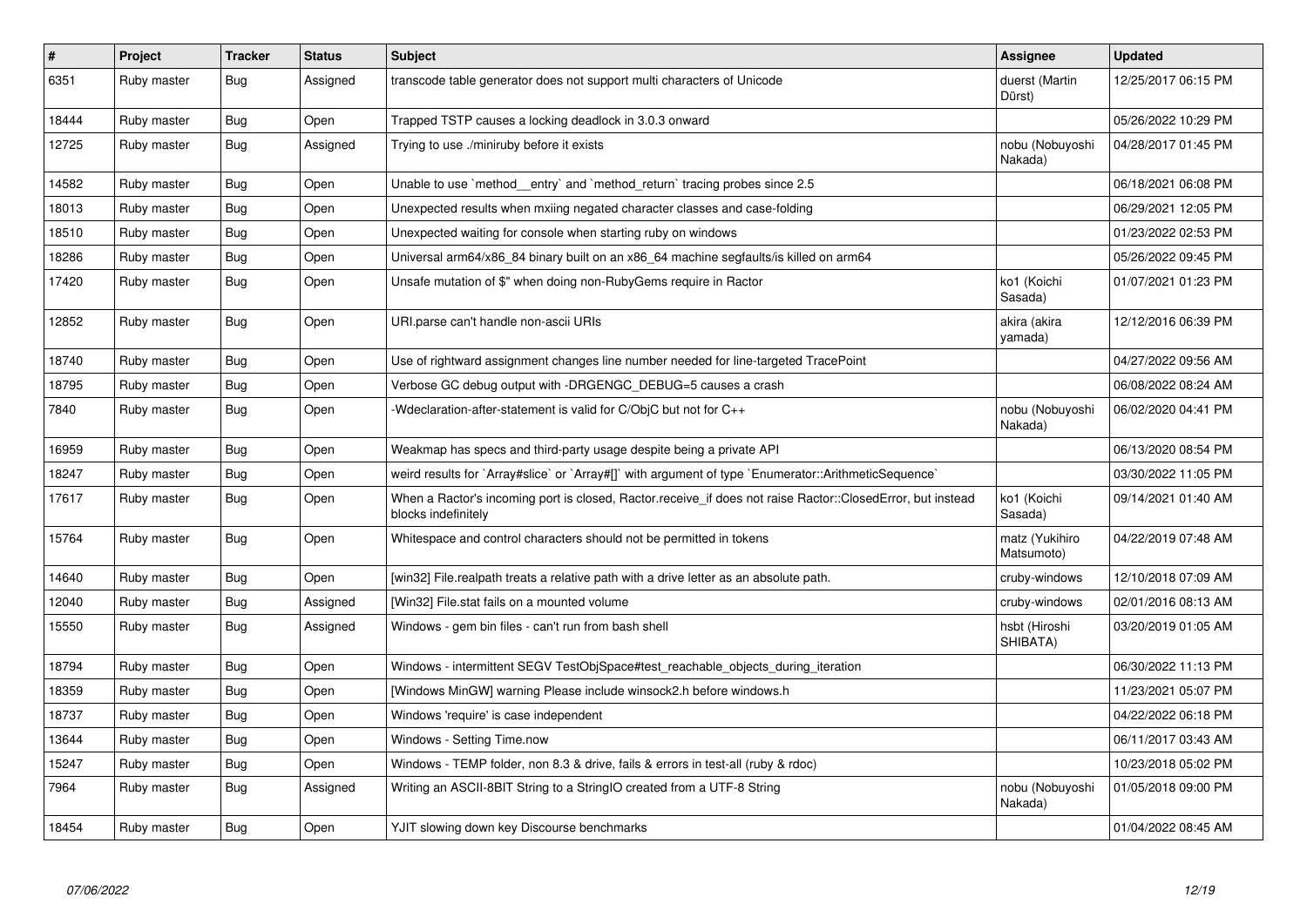| # | Project | Tracker | Status | Subject | Assignee | Updated |
|---|---|---|---|---|---|---|
| 6351 | Ruby master | Bug | Assigned | transcode table generator does not support multi characters of Unicode | duerst (Martin Dürst) | 12/25/2017 06:15 PM |
| 18444 | Ruby master | Bug | Open | Trapped TSTP causes a locking deadlock in 3.0.3 onward | | 05/26/2022 10:29 PM |
| 12725 | Ruby master | Bug | Assigned | Trying to use ./miniruby before it exists | nobu (Nobuyoshi Nakada) | 04/28/2017 01:45 PM |
| 14582 | Ruby master | Bug | Open | Unable to use `method__entry` and `method_return` tracing probes since 2.5 | | 06/18/2021 06:08 PM |
| 18013 | Ruby master | Bug | Open | Unexpected results when mxiing negated character classes and case-folding | | 06/29/2021 12:05 PM |
| 18510 | Ruby master | Bug | Open | Unexpected waiting for console when starting ruby on windows | | 01/23/2022 02:53 PM |
| 18286 | Ruby master | Bug | Open | Universal arm64/x86_84 binary built on an x86_64 machine segfaults/is killed on arm64 | | 05/26/2022 09:45 PM |
| 17420 | Ruby master | Bug | Open | Unsafe mutation of $" when doing non-RubyGems require in Ractor | ko1 (Koichi Sasada) | 01/07/2021 01:23 PM |
| 12852 | Ruby master | Bug | Open | URI.parse can't handle non-ascii URIs | akira (akira yamada) | 12/12/2016 06:39 PM |
| 18740 | Ruby master | Bug | Open | Use of rightward assignment changes line number needed for line-targeted TracePoint | | 04/27/2022 09:56 AM |
| 18795 | Ruby master | Bug | Open | Verbose GC debug output with -DRGENGC_DEBUG=5 causes a crash | | 06/08/2022 08:24 AM |
| 7840 | Ruby master | Bug | Open | -Wdeclaration-after-statement is valid for C/ObjC but not for C++ | nobu (Nobuyoshi Nakada) | 06/02/2020 04:41 PM |
| 16959 | Ruby master | Bug | Open | Weakmap has specs and third-party usage despite being a private API | | 06/13/2020 08:54 PM |
| 18247 | Ruby master | Bug | Open | weird results for `Array#slice` or `Array#[]` with argument of type `Enumerator::ArithmeticSequence` | | 03/30/2022 11:05 PM |
| 17617 | Ruby master | Bug | Open | When a Ractor's incoming port is closed, Ractor.receive_if does not raise Ractor::ClosedError, but instead blocks indefinitely | ko1 (Koichi Sasada) | 09/14/2021 01:40 AM |
| 15764 | Ruby master | Bug | Open | Whitespace and control characters should not be permitted in tokens | matz (Yukihiro Matsumoto) | 04/22/2019 07:48 AM |
| 14640 | Ruby master | Bug | Open | [win32] File.realpath treats a relative path with a drive letter as an absolute path. | cruby-windows | 12/10/2018 07:09 AM |
| 12040 | Ruby master | Bug | Assigned | [Win32] File.stat fails on a mounted volume | cruby-windows | 02/01/2016 08:13 AM |
| 15550 | Ruby master | Bug | Assigned | Windows - gem bin files - can't run from bash shell | hsbt (Hiroshi SHIBATA) | 03/20/2019 01:05 AM |
| 18794 | Ruby master | Bug | Open | Windows - intermittent SEGV TestObjSpace#test_reachable_objects_during_iteration | | 06/30/2022 11:13 PM |
| 18359 | Ruby master | Bug | Open | [Windows MinGW] warning Please include winsock2.h before windows.h | | 11/23/2021 05:07 PM |
| 18737 | Ruby master | Bug | Open | Windows 'require' is case independent | | 04/22/2022 06:18 PM |
| 13644 | Ruby master | Bug | Open | Windows - Setting Time.now | | 06/11/2017 03:43 AM |
| 15247 | Ruby master | Bug | Open | Windows - TEMP folder, non 8.3 & drive, fails & errors in test-all (ruby & rdoc) | | 10/23/2018 05:02 PM |
| 7964 | Ruby master | Bug | Assigned | Writing an ASCII-8BIT String to a StringIO created from a UTF-8 String | nobu (Nobuyoshi Nakada) | 01/05/2018 09:00 PM |
| 18454 | Ruby master | Bug | Open | YJIT slowing down key Discourse benchmarks | | 01/04/2022 08:45 AM |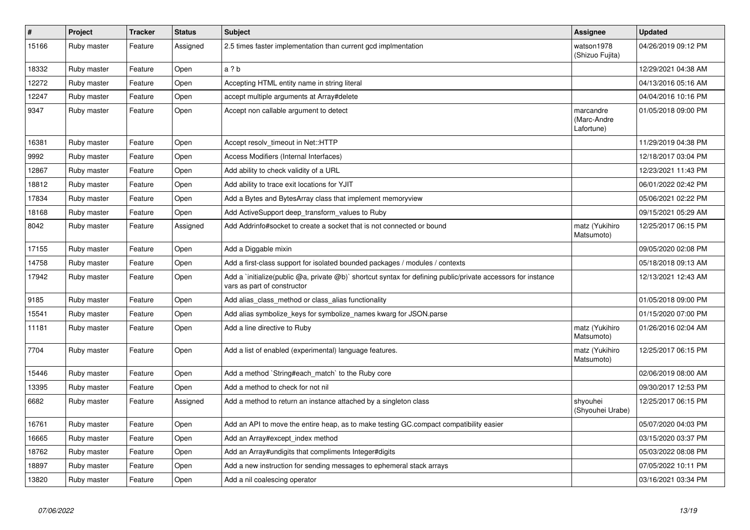| # | Project | Tracker | Status | Subject | Assignee | Updated |
|---|---|---|---|---|---|---|
| 15166 | Ruby master | Feature | Assigned | 2.5 times faster implementation than current gcd implmentation | watson1978 (Shizuo Fujita) | 04/26/2019 09:12 PM |
| 18332 | Ruby master | Feature | Open | a ? b | | 12/29/2021 04:38 AM |
| 12272 | Ruby master | Feature | Open | Accepting HTML entity name in string literal | | 04/13/2016 05:16 AM |
| 12247 | Ruby master | Feature | Open | accept multiple arguments at Array#delete | | 04/04/2016 10:16 PM |
| 9347 | Ruby master | Feature | Open | Accept non callable argument to detect | marcandre (Marc-Andre Lafortune) | 01/05/2018 09:00 PM |
| 16381 | Ruby master | Feature | Open | Accept resolv_timeout in Net::HTTP | | 11/29/2019 04:38 PM |
| 9992 | Ruby master | Feature | Open | Access Modifiers (Internal Interfaces) | | 12/18/2017 03:04 PM |
| 12867 | Ruby master | Feature | Open | Add ability to check validity of a URL | | 12/23/2021 11:43 PM |
| 18812 | Ruby master | Feature | Open | Add ability to trace exit locations for YJIT | | 06/01/2022 02:42 PM |
| 17834 | Ruby master | Feature | Open | Add a Bytes and BytesArray class that implement memoryview | | 05/06/2021 02:22 PM |
| 18168 | Ruby master | Feature | Open | Add ActiveSupport deep_transform_values to Ruby | | 09/15/2021 05:29 AM |
| 8042 | Ruby master | Feature | Assigned | Add Addrinfo#socket to create a socket that is not connected or bound | matz (Yukihiro Matsumoto) | 12/25/2017 06:15 PM |
| 17155 | Ruby master | Feature | Open | Add a Diggable mixin | | 09/05/2020 02:08 PM |
| 14758 | Ruby master | Feature | Open | Add a first-class support for isolated bounded packages / modules / contexts | | 05/18/2018 09:13 AM |
| 17942 | Ruby master | Feature | Open | Add a `initialize(public @a, private @b)` shortcut syntax for defining public/private accessors for instance vars as part of constructor | | 12/13/2021 12:43 AM |
| 9185 | Ruby master | Feature | Open | Add alias_class_method or class_alias functionality | | 01/05/2018 09:00 PM |
| 15541 | Ruby master | Feature | Open | Add alias symbolize_keys for symbolize_names kwarg for JSON.parse | | 01/15/2020 07:00 PM |
| 11181 | Ruby master | Feature | Open | Add a line directive to Ruby | matz (Yukihiro Matsumoto) | 01/26/2016 02:04 AM |
| 7704 | Ruby master | Feature | Open | Add a list of enabled (experimental) language features. | matz (Yukihiro Matsumoto) | 12/25/2017 06:15 PM |
| 15446 | Ruby master | Feature | Open | Add a method `String#each_match` to the Ruby core | | 02/06/2019 08:00 AM |
| 13395 | Ruby master | Feature | Open | Add a method to check for not nil | | 09/30/2017 12:53 PM |
| 6682 | Ruby master | Feature | Assigned | Add a method to return an instance attached by a singleton class | shyouhei (Shyouhei Urabe) | 12/25/2017 06:15 PM |
| 16761 | Ruby master | Feature | Open | Add an API to move the entire heap, as to make testing GC.compact compatibility easier | | 05/07/2020 04:03 PM |
| 16665 | Ruby master | Feature | Open | Add an Array#except_index method | | 03/15/2020 03:37 PM |
| 18762 | Ruby master | Feature | Open | Add an Array#undigits that compliments Integer#digits | | 05/03/2022 08:08 PM |
| 18897 | Ruby master | Feature | Open | Add a new instruction for sending messages to ephemeral stack arrays | | 07/05/2022 10:11 PM |
| 13820 | Ruby master | Feature | Open | Add a nil coalescing operator | | 03/16/2021 03:34 PM |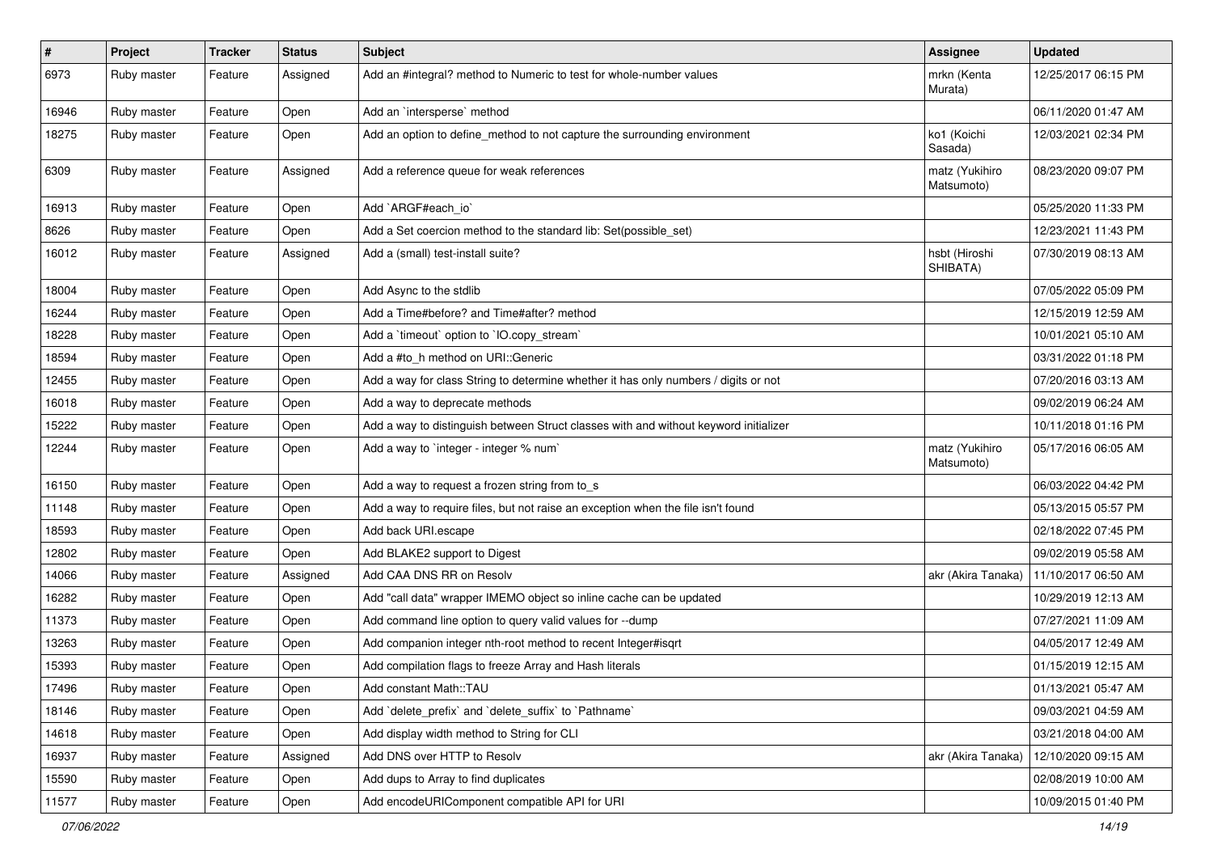| # | Project | Tracker | Status | Subject | Assignee | Updated |
| --- | --- | --- | --- | --- | --- | --- |
| 6973 | Ruby master | Feature | Assigned | Add an #integral? method to Numeric to test for whole-number values | mrkn (Kenta Murata) | 12/25/2017 06:15 PM |
| 16946 | Ruby master | Feature | Open | Add an `intersperse` method | | 06/11/2020 01:47 AM |
| 18275 | Ruby master | Feature | Open | Add an option to define_method to not capture the surrounding environment | ko1 (Koichi Sasada) | 12/03/2021 02:34 PM |
| 6309 | Ruby master | Feature | Assigned | Add a reference queue for weak references | matz (Yukihiro Matsumoto) | 08/23/2020 09:07 PM |
| 16913 | Ruby master | Feature | Open | Add `ARGF#each_io` | | 05/25/2020 11:33 PM |
| 8626 | Ruby master | Feature | Open | Add a Set coercion method to the standard lib: Set(possible_set) | | 12/23/2021 11:43 PM |
| 16012 | Ruby master | Feature | Assigned | Add a (small) test-install suite? | hsbt (Hiroshi SHIBATA) | 07/30/2019 08:13 AM |
| 18004 | Ruby master | Feature | Open | Add Async to the stdlib | | 07/05/2022 05:09 PM |
| 16244 | Ruby master | Feature | Open | Add a Time#before? and Time#after? method | | 12/15/2019 12:59 AM |
| 18228 | Ruby master | Feature | Open | Add a `timeout` option to `IO.copy_stream` | | 10/01/2021 05:10 AM |
| 18594 | Ruby master | Feature | Open | Add a #to_h method on URI::Generic | | 03/31/2022 01:18 PM |
| 12455 | Ruby master | Feature | Open | Add a way for class String to determine whether it has only numbers / digits or not | | 07/20/2016 03:13 AM |
| 16018 | Ruby master | Feature | Open | Add a way to deprecate methods | | 09/02/2019 06:24 AM |
| 15222 | Ruby master | Feature | Open | Add a way to distinguish between Struct classes with and without keyword initializer | | 10/11/2018 01:16 PM |
| 12244 | Ruby master | Feature | Open | Add a way to `integer - integer % num` | matz (Yukihiro Matsumoto) | 05/17/2016 06:05 AM |
| 16150 | Ruby master | Feature | Open | Add a way to request a frozen string from to_s | | 06/03/2022 04:42 PM |
| 11148 | Ruby master | Feature | Open | Add a way to require files, but not raise an exception when the file isn't found | | 05/13/2015 05:57 PM |
| 18593 | Ruby master | Feature | Open | Add back URI.escape | | 02/18/2022 07:45 PM |
| 12802 | Ruby master | Feature | Open | Add BLAKE2 support to Digest | | 09/02/2019 05:58 AM |
| 14066 | Ruby master | Feature | Assigned | Add CAA DNS RR on Resolv | akr (Akira Tanaka) | 11/10/2017 06:50 AM |
| 16282 | Ruby master | Feature | Open | Add "call data" wrapper IMEMO object so inline cache can be updated | | 10/29/2019 12:13 AM |
| 11373 | Ruby master | Feature | Open | Add command line option to query valid values for --dump | | 07/27/2021 11:09 AM |
| 13263 | Ruby master | Feature | Open | Add companion integer nth-root method to recent Integer#isqrt | | 04/05/2017 12:49 AM |
| 15393 | Ruby master | Feature | Open | Add compilation flags to freeze Array and Hash literals | | 01/15/2019 12:15 AM |
| 17496 | Ruby master | Feature | Open | Add constant Math::TAU | | 01/13/2021 05:47 AM |
| 18146 | Ruby master | Feature | Open | Add `delete_prefix` and `delete_suffix` to `Pathname` | | 09/03/2021 04:59 AM |
| 14618 | Ruby master | Feature | Open | Add display width method to String for CLI | | 03/21/2018 04:00 AM |
| 16937 | Ruby master | Feature | Assigned | Add DNS over HTTP to Resolv | akr (Akira Tanaka) | 12/10/2020 09:15 AM |
| 15590 | Ruby master | Feature | Open | Add dups to Array to find duplicates | | 02/08/2019 10:00 AM |
| 11577 | Ruby master | Feature | Open | Add encodeURIComponent compatible API for URI | | 10/09/2015 01:40 PM |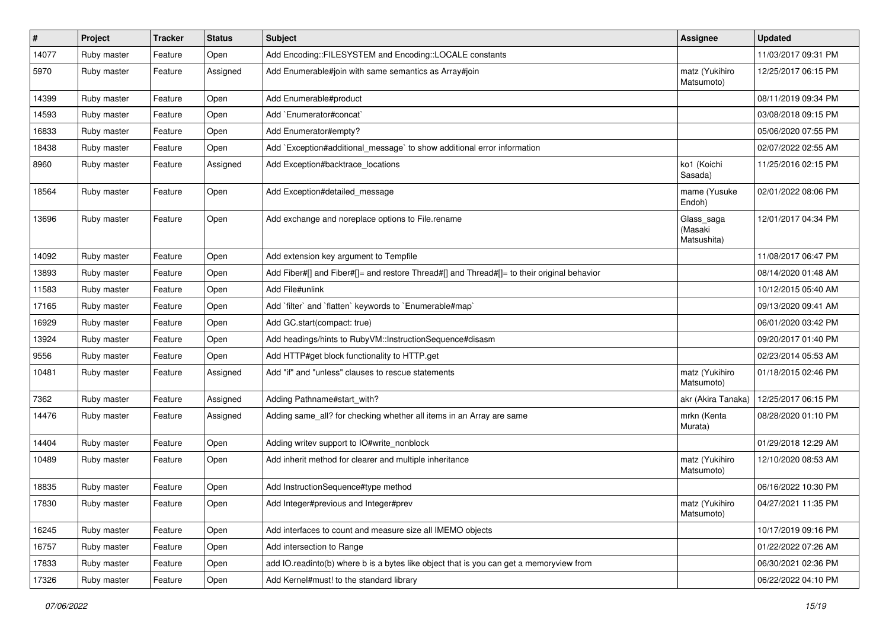| # | Project | Tracker | Status | Subject | Assignee | Updated |
|---|---|---|---|---|---|---|
| 14077 | Ruby master | Feature | Open | Add Encoding::FILESYSTEM and Encoding::LOCALE constants | | 11/03/2017 09:31 PM |
| 5970 | Ruby master | Feature | Assigned | Add Enumerable#join with same semantics as Array#join | matz (Yukihiro Matsumoto) | 12/25/2017 06:15 PM |
| 14399 | Ruby master | Feature | Open | Add Enumerable#product | | 08/11/2019 09:34 PM |
| 14593 | Ruby master | Feature | Open | Add `Enumerator#concat` | | 03/08/2018 09:15 PM |
| 16833 | Ruby master | Feature | Open | Add Enumerator#empty? | | 05/06/2020 07:55 PM |
| 18438 | Ruby master | Feature | Open | Add `Exception#additional_message` to show additional error information | | 02/07/2022 02:55 AM |
| 8960 | Ruby master | Feature | Assigned | Add Exception#backtrace_locations | ko1 (Koichi Sasada) | 11/25/2016 02:15 PM |
| 18564 | Ruby master | Feature | Open | Add Exception#detailed_message | mame (Yusuke Endoh) | 02/01/2022 08:06 PM |
| 13696 | Ruby master | Feature | Open | Add exchange and noreplace options to File.rename | Glass_saga (Masaki Matsushita) | 12/01/2017 04:34 PM |
| 14092 | Ruby master | Feature | Open | Add extension key argument to Tempfile | | 11/08/2017 06:47 PM |
| 13893 | Ruby master | Feature | Open | Add Fiber#[] and Fiber#[]= and restore Thread#[] and Thread#[]= to their original behavior | | 08/14/2020 01:48 AM |
| 11583 | Ruby master | Feature | Open | Add File#unlink | | 10/12/2015 05:40 AM |
| 17165 | Ruby master | Feature | Open | Add `filter` and `flatten` keywords to `Enumerable#map` | | 09/13/2020 09:41 AM |
| 16929 | Ruby master | Feature | Open | Add GC.start(compact: true) | | 06/01/2020 03:42 PM |
| 13924 | Ruby master | Feature | Open | Add headings/hints to RubyVM::InstructionSequence#disasm | | 09/20/2017 01:40 PM |
| 9556 | Ruby master | Feature | Open | Add HTTP#get block functionality to HTTP.get | | 02/23/2014 05:53 AM |
| 10481 | Ruby master | Feature | Assigned | Add "if" and "unless" clauses to rescue statements | matz (Yukihiro Matsumoto) | 01/18/2015 02:46 PM |
| 7362 | Ruby master | Feature | Assigned | Adding Pathname#start_with? | akr (Akira Tanaka) | 12/25/2017 06:15 PM |
| 14476 | Ruby master | Feature | Assigned | Adding same_all? for checking whether all items in an Array are same | mrkn (Kenta Murata) | 08/28/2020 01:10 PM |
| 14404 | Ruby master | Feature | Open | Adding writev support to IO#write_nonblock | | 01/29/2018 12:29 AM |
| 10489 | Ruby master | Feature | Open | Add inherit method for clearer and multiple inheritance | matz (Yukihiro Matsumoto) | 12/10/2020 08:53 AM |
| 18835 | Ruby master | Feature | Open | Add InstructionSequence#type method | | 06/16/2022 10:30 PM |
| 17830 | Ruby master | Feature | Open | Add Integer#previous and Integer#prev | matz (Yukihiro Matsumoto) | 04/27/2021 11:35 PM |
| 16245 | Ruby master | Feature | Open | Add interfaces to count and measure size all IMEMO objects | | 10/17/2019 09:16 PM |
| 16757 | Ruby master | Feature | Open | Add intersection to Range | | 01/22/2022 07:26 AM |
| 17833 | Ruby master | Feature | Open | add IO.readinto(b) where b is a bytes like object that is you can get a memoryview from | | 06/30/2021 02:36 PM |
| 17326 | Ruby master | Feature | Open | Add Kernel#must! to the standard library | | 06/22/2022 04:10 PM |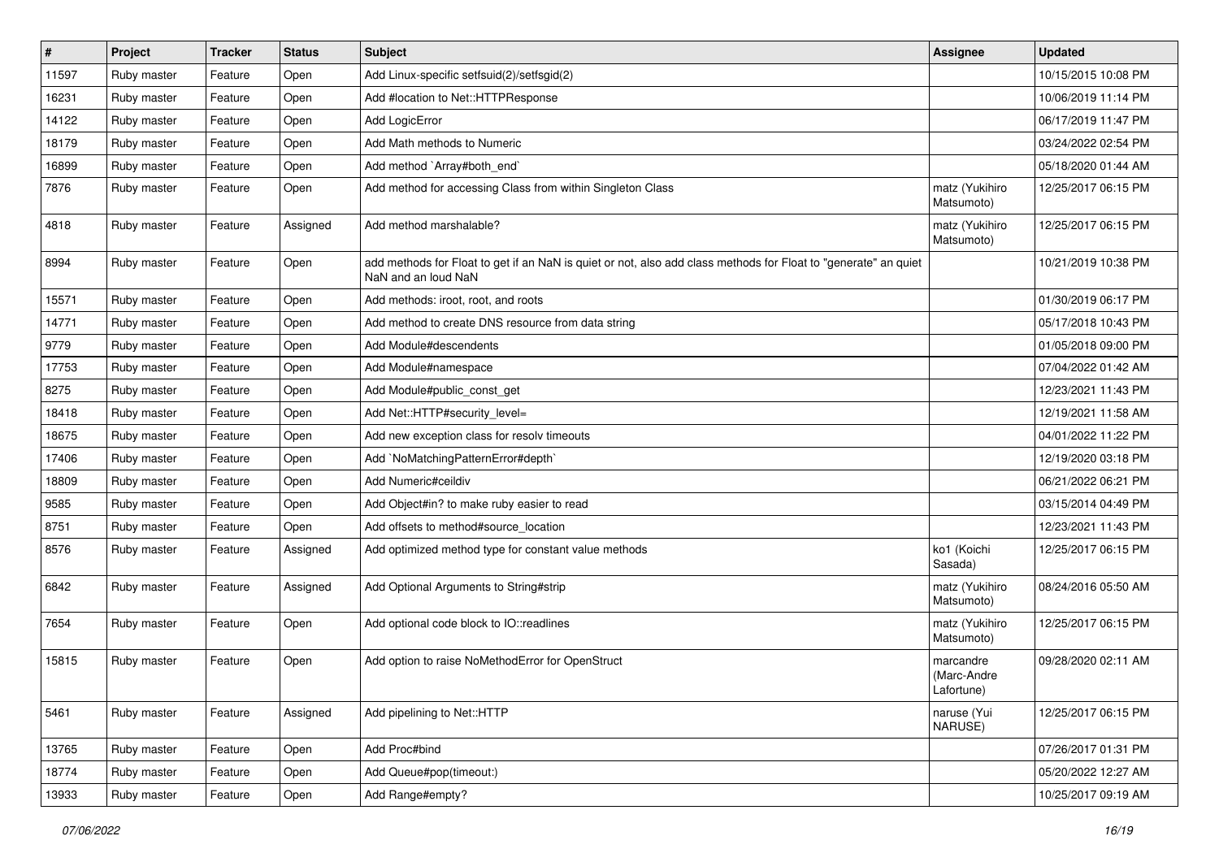| # | Project | Tracker | Status | Subject | Assignee | Updated |
|---|---|---|---|---|---|---|
| 11597 | Ruby master | Feature | Open | Add Linux-specific setfsuid(2)/setfsgid(2) | | 10/15/2015 10:08 PM |
| 16231 | Ruby master | Feature | Open | Add #location to Net::HTTPResponse | | 10/06/2019 11:14 PM |
| 14122 | Ruby master | Feature | Open | Add LogicError | | 06/17/2019 11:47 PM |
| 18179 | Ruby master | Feature | Open | Add Math methods to Numeric | | 03/24/2022 02:54 PM |
| 16899 | Ruby master | Feature | Open | Add method `Array#both_end` | | 05/18/2020 01:44 AM |
| 7876 | Ruby master | Feature | Open | Add method for accessing Class from within Singleton Class | matz (Yukihiro Matsumoto) | 12/25/2017 06:15 PM |
| 4818 | Ruby master | Feature | Assigned | Add method marshalable? | matz (Yukihiro Matsumoto) | 12/25/2017 06:15 PM |
| 8994 | Ruby master | Feature | Open | add methods for Float to get if an NaN is quiet or not, also add class methods for Float to "generate" an quiet NaN and an loud NaN | | 10/21/2019 10:38 PM |
| 15571 | Ruby master | Feature | Open | Add methods: iroot, root, and roots | | 01/30/2019 06:17 PM |
| 14771 | Ruby master | Feature | Open | Add method to create DNS resource from data string | | 05/17/2018 10:43 PM |
| 9779 | Ruby master | Feature | Open | Add Module#descendents | | 01/05/2018 09:00 PM |
| 17753 | Ruby master | Feature | Open | Add Module#namespace | | 07/04/2022 01:42 AM |
| 8275 | Ruby master | Feature | Open | Add Module#public_const_get | | 12/23/2021 11:43 PM |
| 18418 | Ruby master | Feature | Open | Add Net::HTTP#security_level= | | 12/19/2021 11:58 AM |
| 18675 | Ruby master | Feature | Open | Add new exception class for resolv timeouts | | 04/01/2022 11:22 PM |
| 17406 | Ruby master | Feature | Open | Add `NoMatchingPatternError#depth` | | 12/19/2020 03:18 PM |
| 18809 | Ruby master | Feature | Open | Add Numeric#ceildiv | | 06/21/2022 06:21 PM |
| 9585 | Ruby master | Feature | Open | Add Object#in? to make ruby easier to read | | 03/15/2014 04:49 PM |
| 8751 | Ruby master | Feature | Open | Add offsets to method#source_location | | 12/23/2021 11:43 PM |
| 8576 | Ruby master | Feature | Assigned | Add optimized method type for constant value methods | ko1 (Koichi Sasada) | 12/25/2017 06:15 PM |
| 6842 | Ruby master | Feature | Assigned | Add Optional Arguments to String#strip | matz (Yukihiro Matsumoto) | 08/24/2016 05:50 AM |
| 7654 | Ruby master | Feature | Open | Add optional code block to IO::readlines | matz (Yukihiro Matsumoto) | 12/25/2017 06:15 PM |
| 15815 | Ruby master | Feature | Open | Add option to raise NoMethodError for OpenStruct | marcandre (Marc-Andre Lafortune) | 09/28/2020 02:11 AM |
| 5461 | Ruby master | Feature | Assigned | Add pipelining to Net::HTTP | naruse (Yui NARUSE) | 12/25/2017 06:15 PM |
| 13765 | Ruby master | Feature | Open | Add Proc#bind | | 07/26/2017 01:31 PM |
| 18774 | Ruby master | Feature | Open | Add Queue#pop(timeout:) | | 05/20/2022 12:27 AM |
| 13933 | Ruby master | Feature | Open | Add Range#empty? | | 10/25/2017 09:19 AM |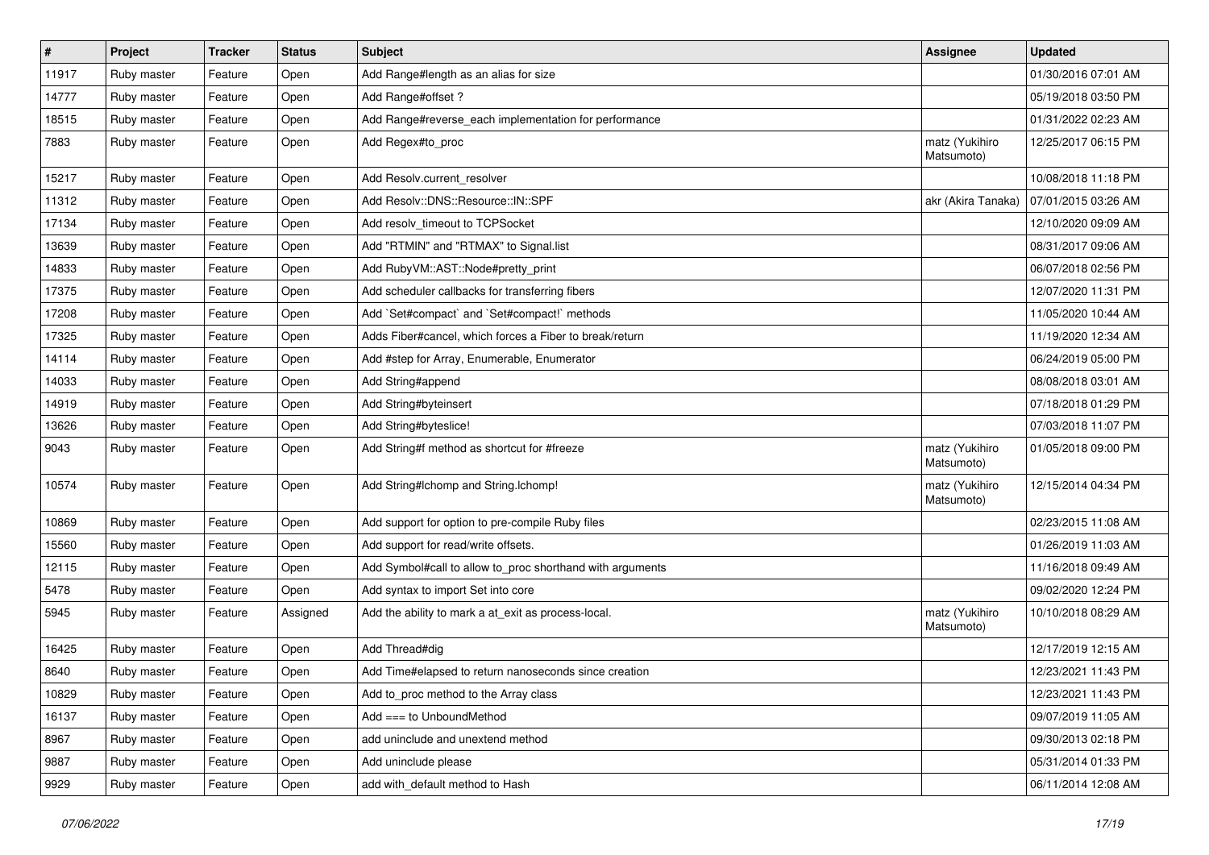| # | Project | Tracker | Status | Subject | Assignee | Updated |
|---|---|---|---|---|---|---|
| 11917 | Ruby master | Feature | Open | Add Range#length as an alias for size | | 01/30/2016 07:01 AM |
| 14777 | Ruby master | Feature | Open | Add Range#offset ? | | 05/19/2018 03:50 PM |
| 18515 | Ruby master | Feature | Open | Add Range#reverse_each implementation for performance | | 01/31/2022 02:23 AM |
| 7883 | Ruby master | Feature | Open | Add Regex#to_proc | matz (Yukihiro Matsumoto) | 12/25/2017 06:15 PM |
| 15217 | Ruby master | Feature | Open | Add Resolv.current_resolver | | 10/08/2018 11:18 PM |
| 11312 | Ruby master | Feature | Open | Add Resolv::DNS::Resource::IN::SPF | akr (Akira Tanaka) | 07/01/2015 03:26 AM |
| 17134 | Ruby master | Feature | Open | Add resolv_timeout to TCPSocket | | 12/10/2020 09:09 AM |
| 13639 | Ruby master | Feature | Open | Add "RTMIN" and "RTMAX" to Signal.list | | 08/31/2017 09:06 AM |
| 14833 | Ruby master | Feature | Open | Add RubyVM::AST::Node#pretty_print | | 06/07/2018 02:56 PM |
| 17375 | Ruby master | Feature | Open | Add scheduler callbacks for transferring fibers | | 12/07/2020 11:31 PM |
| 17208 | Ruby master | Feature | Open | Add `Set#compact` and `Set#compact!` methods | | 11/05/2020 10:44 AM |
| 17325 | Ruby master | Feature | Open | Adds Fiber#cancel, which forces a Fiber to break/return | | 11/19/2020 12:34 AM |
| 14114 | Ruby master | Feature | Open | Add #step for Array, Enumerable, Enumerator | | 06/24/2019 05:00 PM |
| 14033 | Ruby master | Feature | Open | Add String#append | | 08/08/2018 03:01 AM |
| 14919 | Ruby master | Feature | Open | Add String#byteinsert | | 07/18/2018 01:29 PM |
| 13626 | Ruby master | Feature | Open | Add String#byteslice! | | 07/03/2018 11:07 PM |
| 9043 | Ruby master | Feature | Open | Add String#f method as shortcut for #freeze | matz (Yukihiro Matsumoto) | 01/05/2018 09:00 PM |
| 10574 | Ruby master | Feature | Open | Add String#lchomp and String.lchomp! | matz (Yukihiro Matsumoto) | 12/15/2014 04:34 PM |
| 10869 | Ruby master | Feature | Open | Add support for option to pre-compile Ruby files | | 02/23/2015 11:08 AM |
| 15560 | Ruby master | Feature | Open | Add support for read/write offsets. | | 01/26/2019 11:03 AM |
| 12115 | Ruby master | Feature | Open | Add Symbol#call to allow to_proc shorthand with arguments | | 11/16/2018 09:49 AM |
| 5478 | Ruby master | Feature | Open | Add syntax to import Set into core | | 09/02/2020 12:24 PM |
| 5945 | Ruby master | Feature | Assigned | Add the ability to mark a at_exit as process-local. | matz (Yukihiro Matsumoto) | 10/10/2018 08:29 AM |
| 16425 | Ruby master | Feature | Open | Add Thread#dig | | 12/17/2019 12:15 AM |
| 8640 | Ruby master | Feature | Open | Add Time#elapsed to return nanoseconds since creation | | 12/23/2021 11:43 PM |
| 10829 | Ruby master | Feature | Open | Add to_proc method to the Array class | | 12/23/2021 11:43 PM |
| 16137 | Ruby master | Feature | Open | Add === to UnboundMethod | | 09/07/2019 11:05 AM |
| 8967 | Ruby master | Feature | Open | add uninclude and unextend method | | 09/30/2013 02:18 PM |
| 9887 | Ruby master | Feature | Open | Add uninclude please | | 05/31/2014 01:33 PM |
| 9929 | Ruby master | Feature | Open | add with_default method to Hash | | 06/11/2014 12:08 AM |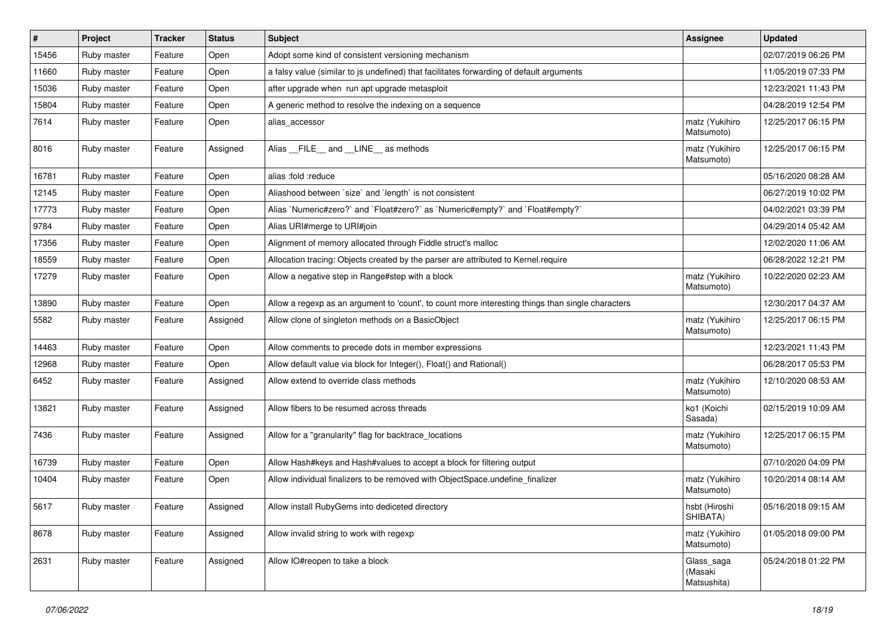| # | Project | Tracker | Status | Subject | Assignee | Updated |
| --- | --- | --- | --- | --- | --- | --- |
| 15456 | Ruby master | Feature | Open | Adopt some kind of consistent versioning mechanism | | 02/07/2019 06:26 PM |
| 11660 | Ruby master | Feature | Open | a falsy value (similar to js undefined) that facilitates forwarding of default arguments | | 11/05/2019 07:33 PM |
| 15036 | Ruby master | Feature | Open | after upgrade when  run apt upgrade metasploit | | 12/23/2021 11:43 PM |
| 15804 | Ruby master | Feature | Open | A generic method to resolve the indexing on a sequence | | 04/28/2019 12:54 PM |
| 7614 | Ruby master | Feature | Open | alias_accessor | matz (Yukihiro Matsumoto) | 12/25/2017 06:15 PM |
| 8016 | Ruby master | Feature | Assigned | Alias __FILE__ and __LINE__ as methods | matz (Yukihiro Matsumoto) | 12/25/2017 06:15 PM |
| 16781 | Ruby master | Feature | Open | alias :fold :reduce | | 05/16/2020 08:28 AM |
| 12145 | Ruby master | Feature | Open | Aliashood between `size` and `length` is not consistent | | 06/27/2019 10:02 PM |
| 17773 | Ruby master | Feature | Open | Alias `Numeric#zero?` and `Float#zero?` as `Numeric#empty?` and `Float#empty?` | | 04/02/2021 03:39 PM |
| 9784 | Ruby master | Feature | Open | Alias URI#merge to URI#join | | 04/29/2014 05:42 AM |
| 17356 | Ruby master | Feature | Open | Alignment of memory allocated through Fiddle struct's malloc | | 12/02/2020 11:06 AM |
| 18559 | Ruby master | Feature | Open | Allocation tracing: Objects created by the parser are attributed to Kernel.require | | 06/28/2022 12:21 PM |
| 17279 | Ruby master | Feature | Open | Allow a negative step in Range#step with a block | matz (Yukihiro Matsumoto) | 10/22/2020 02:23 AM |
| 13890 | Ruby master | Feature | Open | Allow a regexp as an argument to 'count', to count more interesting things than single characters | | 12/30/2017 04:37 AM |
| 5582 | Ruby master | Feature | Assigned | Allow clone of singleton methods on a BasicObject | matz (Yukihiro Matsumoto) | 12/25/2017 06:15 PM |
| 14463 | Ruby master | Feature | Open | Allow comments to precede dots in member expressions | | 12/23/2021 11:43 PM |
| 12968 | Ruby master | Feature | Open | Allow default value via block for Integer(), Float() and Rational() | | 06/28/2017 05:53 PM |
| 6452 | Ruby master | Feature | Assigned | Allow extend to override class methods | matz (Yukihiro Matsumoto) | 12/10/2020 08:53 AM |
| 13821 | Ruby master | Feature | Assigned | Allow fibers to be resumed across threads | ko1 (Koichi Sasada) | 02/15/2019 10:09 AM |
| 7436 | Ruby master | Feature | Assigned | Allow for a "granularity" flag for backtrace_locations | matz (Yukihiro Matsumoto) | 12/25/2017 06:15 PM |
| 16739 | Ruby master | Feature | Open | Allow Hash#keys and Hash#values to accept a block for filtering output | | 07/10/2020 04:09 PM |
| 10404 | Ruby master | Feature | Open | Allow individual finalizers to be removed with ObjectSpace.undefine_finalizer | matz (Yukihiro Matsumoto) | 10/20/2014 08:14 AM |
| 5617 | Ruby master | Feature | Assigned | Allow install RubyGems into dediceted directory | hsbt (Hiroshi SHIBATA) | 05/16/2018 09:15 AM |
| 8678 | Ruby master | Feature | Assigned | Allow invalid string to work with regexp | matz (Yukihiro Matsumoto) | 01/05/2018 09:00 PM |
| 2631 | Ruby master | Feature | Assigned | Allow IO#reopen to take a block | Glass_saga (Masaki Matsushita) | 05/24/2018 01:22 PM |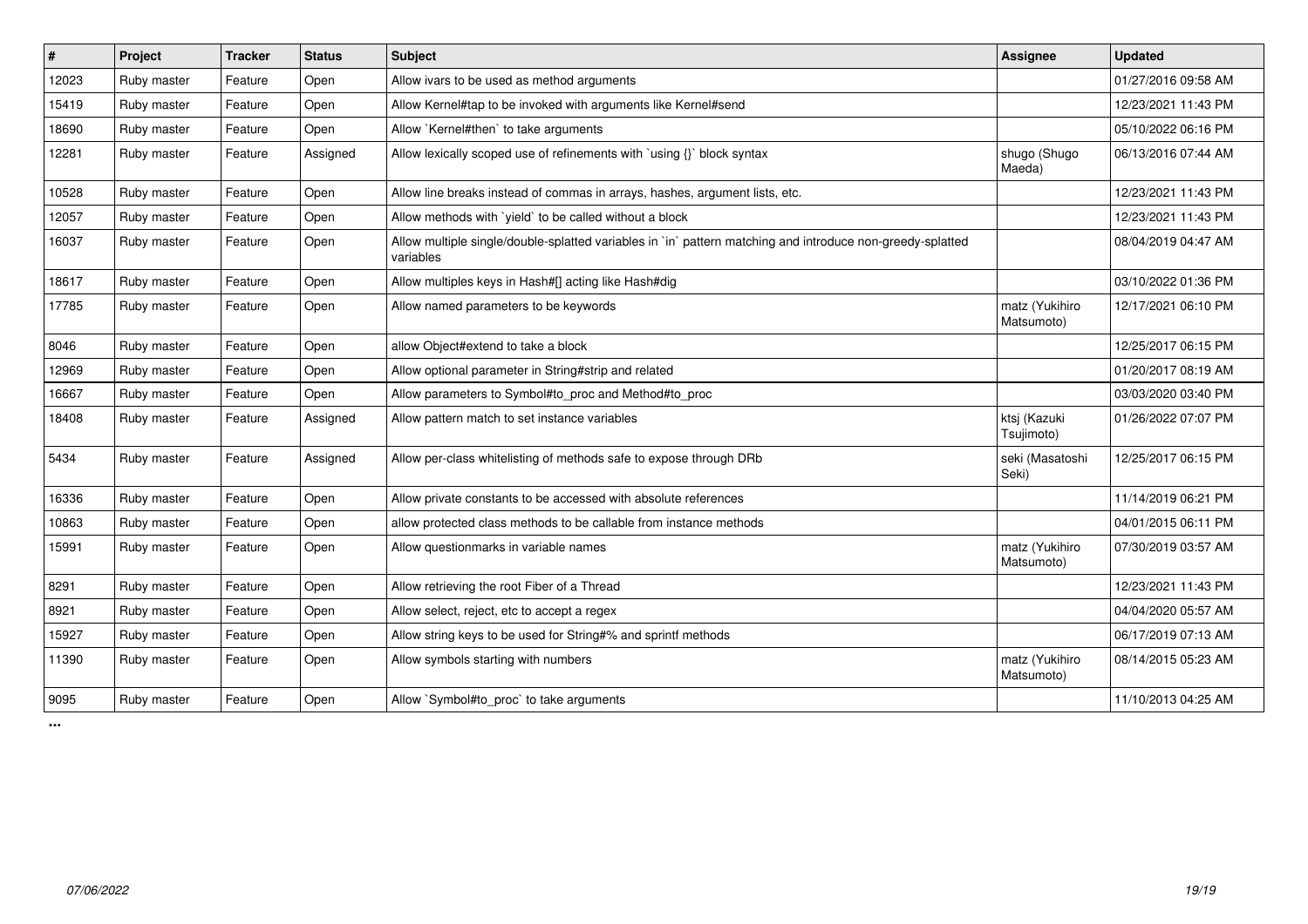| # | Project | Tracker | Status | Subject | Assignee | Updated |
|---|---|---|---|---|---|---|
| 12023 | Ruby master | Feature | Open | Allow ivars to be used as method arguments | | 01/27/2016 09:58 AM |
| 15419 | Ruby master | Feature | Open | Allow Kernel#tap to be invoked with arguments like Kernel#send | | 12/23/2021 11:43 PM |
| 18690 | Ruby master | Feature | Open | Allow `Kernel#then` to take arguments | | 05/10/2022 06:16 PM |
| 12281 | Ruby master | Feature | Assigned | Allow lexically scoped use of refinements with `using {}` block syntax | shugo (Shugo Maeda) | 06/13/2016 07:44 AM |
| 10528 | Ruby master | Feature | Open | Allow line breaks instead of commas in arrays, hashes, argument lists, etc. | | 12/23/2021 11:43 PM |
| 12057 | Ruby master | Feature | Open | Allow methods with `yield` to be called without a block | | 12/23/2021 11:43 PM |
| 16037 | Ruby master | Feature | Open | Allow multiple single/double-splatted variables in `in` pattern matching and introduce non-greedy-splatted variables | | 08/04/2019 04:47 AM |
| 18617 | Ruby master | Feature | Open | Allow multiples keys in Hash#[] acting like Hash#dig | | 03/10/2022 01:36 PM |
| 17785 | Ruby master | Feature | Open | Allow named parameters to be keywords | matz (Yukihiro Matsumoto) | 12/17/2021 06:10 PM |
| 8046 | Ruby master | Feature | Open | allow Object#extend to take a block | | 12/25/2017 06:15 PM |
| 12969 | Ruby master | Feature | Open | Allow optional parameter in String#strip and related | | 01/20/2017 08:19 AM |
| 16667 | Ruby master | Feature | Open | Allow parameters to Symbol#to_proc and Method#to_proc | | 03/03/2020 03:40 PM |
| 18408 | Ruby master | Feature | Assigned | Allow pattern match to set instance variables | ktsj (Kazuki Tsujimoto) | 01/26/2022 07:07 PM |
| 5434 | Ruby master | Feature | Assigned | Allow per-class whitelisting of methods safe to expose through DRb | seki (Masatoshi Seki) | 12/25/2017 06:15 PM |
| 16336 | Ruby master | Feature | Open | Allow private constants to be accessed with absolute references | | 11/14/2019 06:21 PM |
| 10863 | Ruby master | Feature | Open | allow protected class methods to be callable from instance methods | | 04/01/2015 06:11 PM |
| 15991 | Ruby master | Feature | Open | Allow questionmarks in variable names | matz (Yukihiro Matsumoto) | 07/30/2019 03:57 AM |
| 8291 | Ruby master | Feature | Open | Allow retrieving the root Fiber of a Thread | | 12/23/2021 11:43 PM |
| 8921 | Ruby master | Feature | Open | Allow select, reject, etc to accept a regex | | 04/04/2020 05:57 AM |
| 15927 | Ruby master | Feature | Open | Allow string keys to be used for String#% and sprintf methods | | 06/17/2019 07:13 AM |
| 11390 | Ruby master | Feature | Open | Allow symbols starting with numbers | matz (Yukihiro Matsumoto) | 08/14/2015 05:23 AM |
| 9095 | Ruby master | Feature | Open | Allow `Symbol#to_proc` to take arguments | | 11/10/2013 04:25 AM |

...